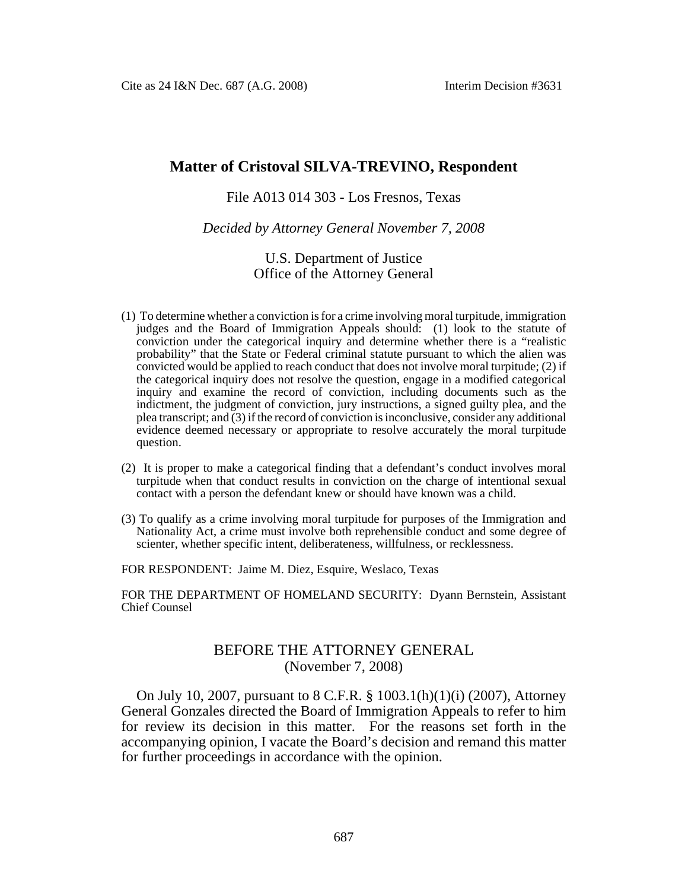# Matter of Cristoval SILVA-TREVINO, Respondent

File A013 014 303 - Los Fresnos, Texas

*Decided by Attorney General November 7, 2008*

U.S. Department of Justice
Office of the Attorney General

(1) To determine whether a conviction is for a crime involving moral turpitude, immigration judges and the Board of Immigration Appeals should: (1) look to the statute of conviction under the categorical inquiry and determine whether there is a "realistic probability" that the State or Federal criminal statute pursuant to which the alien was convicted would be applied to reach conduct that does not involve moral turpitude; (2) if the categorical inquiry does not resolve the question, engage in a modified categorical inquiry and examine the record of conviction, including documents such as the indictment, the judgment of conviction, jury instructions, a signed guilty plea, and the plea transcript; and (3) if the record of conviction is inconclusive, consider any additional evidence deemed necessary or appropriate to resolve accurately the moral turpitude question.

(2) It is proper to make a categorical finding that a defendant's conduct involves moral turpitude when that conduct results in conviction on the charge of intentional sexual contact with a person the defendant knew or should have known was a child.

(3) To qualify as a crime involving moral turpitude for purposes of the Immigration and Nationality Act, a crime must involve both reprehensible conduct and some degree of scienter, whether specific intent, deliberateness, willfulness, or recklessness.

FOR RESPONDENT: Jaime M. Diez, Esquire, Weslaco, Texas

FOR THE DEPARTMENT OF HOMELAND SECURITY: Dyann Bernstein, Assistant Chief Counsel

## BEFORE THE ATTORNEY GENERAL
(November 7, 2008)

On July 10, 2007, pursuant to 8 C.F.R. § 1003.1(h)(1)(i) (2007), Attorney General Gonzales directed the Board of Immigration Appeals to refer to him for review its decision in this matter. For the reasons set forth in the accompanying opinion, I vacate the Board's decision and remand this matter for further proceedings in accordance with the opinion.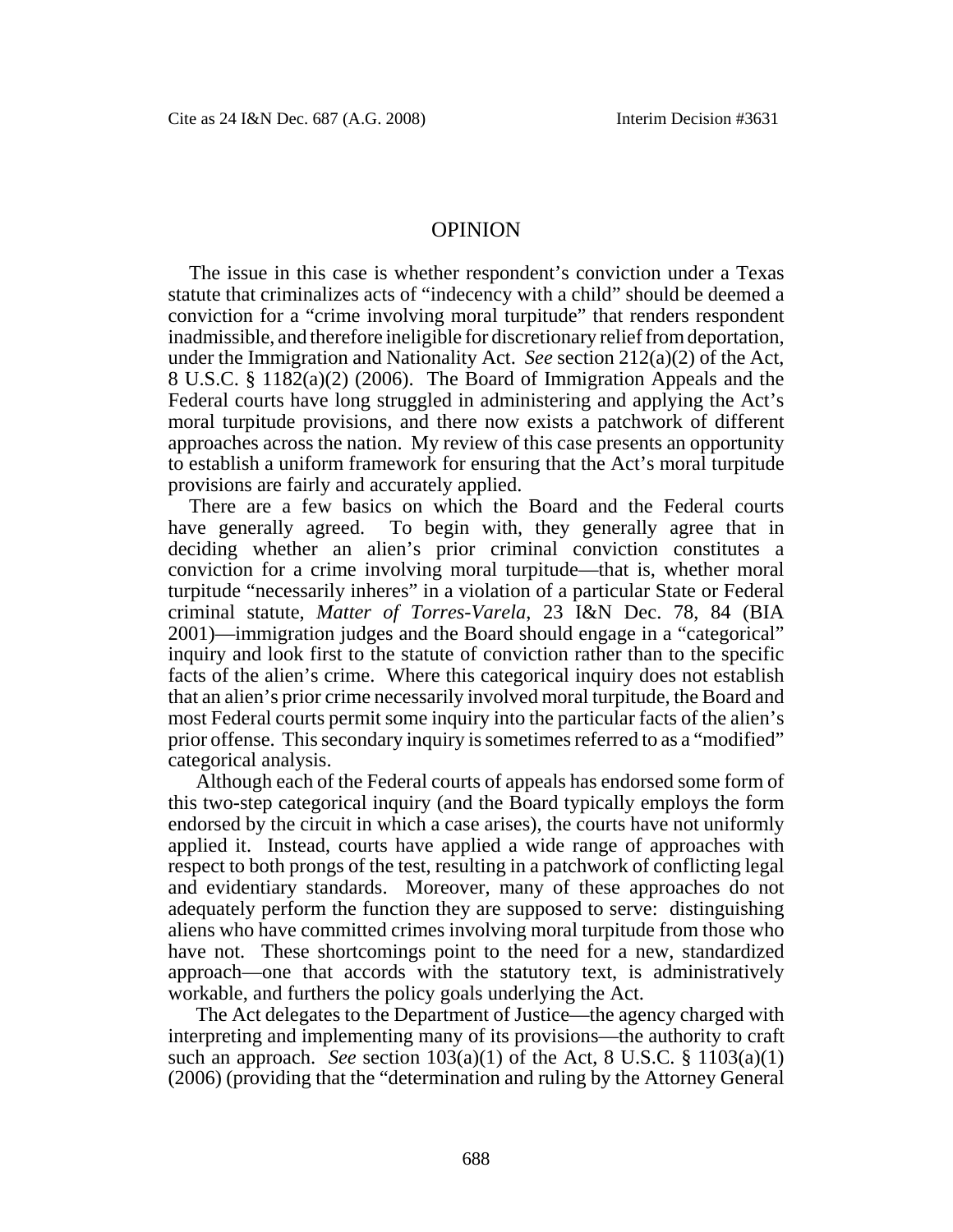# OPINION

The issue in this case is whether respondent's conviction under a Texas statute that criminalizes acts of "indecency with a child" should be deemed a conviction for a "crime involving moral turpitude" that renders respondent inadmissible, and therefore ineligible for discretionary relief from deportation, under the Immigration and Nationality Act. *See* section 212(a)(2) of the Act, 8 U.S.C. § 1182(a)(2) (2006). The Board of Immigration Appeals and the Federal courts have long struggled in administering and applying the Act's moral turpitude provisions, and there now exists a patchwork of different approaches across the nation. My review of this case presents an opportunity to establish a uniform framework for ensuring that the Act's moral turpitude provisions are fairly and accurately applied.

There are a few basics on which the Board and the Federal courts have generally agreed. To begin with, they generally agree that in deciding whether an alien's prior criminal conviction constitutes a conviction for a crime involving moral turpitude—that is, whether moral turpitude "necessarily inheres" in a violation of a particular State or Federal criminal statute, *Matter of Torres-Varela*, 23 I&N Dec. 78, 84 (BIA 2001)—immigration judges and the Board should engage in a "categorical" inquiry and look first to the statute of conviction rather than to the specific facts of the alien's crime. Where this categorical inquiry does not establish that an alien's prior crime necessarily involved moral turpitude, the Board and most Federal courts permit some inquiry into the particular facts of the alien's prior offense. This secondary inquiry is sometimes referred to as a "modified" categorical analysis.

Although each of the Federal courts of appeals has endorsed some form of this two-step categorical inquiry (and the Board typically employs the form endorsed by the circuit in which a case arises), the courts have not uniformly applied it. Instead, courts have applied a wide range of approaches with respect to both prongs of the test, resulting in a patchwork of conflicting legal and evidentiary standards. Moreover, many of these approaches do not adequately perform the function they are supposed to serve: distinguishing aliens who have committed crimes involving moral turpitude from those who have not. These shortcomings point to the need for a new, standardized approach—one that accords with the statutory text, is administratively workable, and furthers the policy goals underlying the Act.

The Act delegates to the Department of Justice—the agency charged with interpreting and implementing many of its provisions—the authority to craft such an approach. *See* section 103(a)(1) of the Act, 8 U.S.C. § 1103(a)(1) (2006) (providing that the "determination and ruling by the Attorney General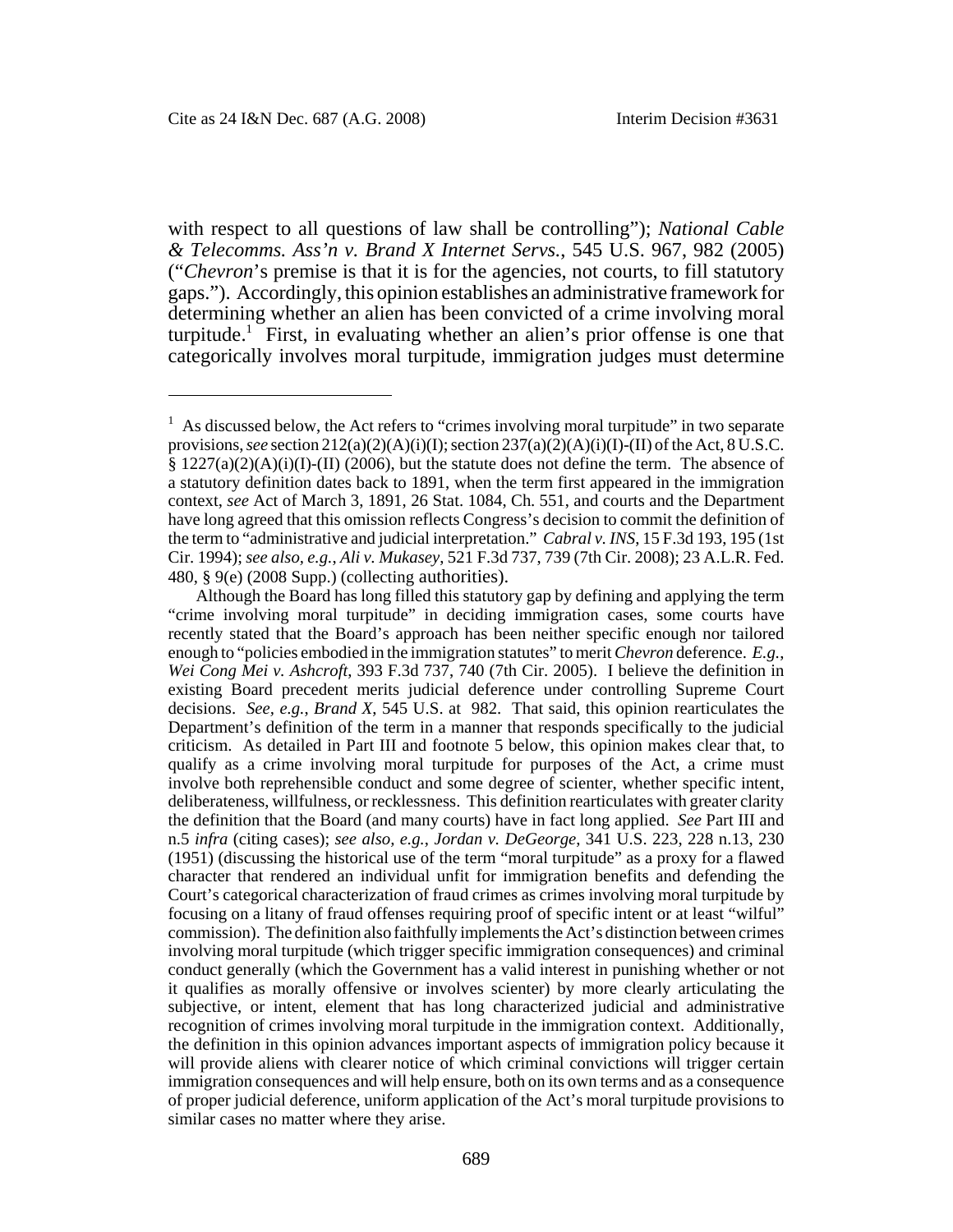with respect to all questions of law shall be controlling"); *National Cable & Telecomms. Ass'n v. Brand X Internet Servs.*, 545 U.S. 967, 982 (2005) ("*Chevron*'s premise is that it is for the agencies, not courts, to fill statutory gaps."). Accordingly, this opinion establishes an administrative framework for determining whether an alien has been convicted of a crime involving moral turpitude.[1] First, in evaluating whether an alien's prior offense is one that categorically involves moral turpitude, immigration judges must determine

---

[1] As discussed below, the Act refers to "crimes involving moral turpitude" in two separate provisions, *see* section 212(a)(2)(A)(i)(I); section 237(a)(2)(A)(i)(I)-(II) of the Act, 8 U.S.C. § 1227(a)(2)(A)(i)(I)-(II) (2006), but the statute does not define the term. The absence of a statutory definition dates back to 1891, when the term first appeared in the immigration context, *see* Act of March 3, 1891, 26 Stat. 1084, Ch. 551, and courts and the Department have long agreed that this omission reflects Congress's decision to commit the definition of the term to "administrative and judicial interpretation." *Cabral v. INS*, 15 F.3d 193, 195 (1st Cir. 1994); *see also, e.g.*, *Ali v. Mukasey*, 521 F.3d 737, 739 (7th Cir. 2008); 23 A.L.R. Fed. 480, § 9(e) (2008 Supp.) (collecting authorities).

Although the Board has long filled this statutory gap by defining and applying the term "crime involving moral turpitude" in deciding immigration cases, some courts have recently stated that the Board's approach has been neither specific enough nor tailored enough to "policies embodied in the immigration statutes" to merit *Chevron* deference. *E.g.*, *Wei Cong Mei v. Ashcroft*, 393 F.3d 737, 740 (7th Cir. 2005). I believe the definition in existing Board precedent merits judicial deference under controlling Supreme Court decisions. *See, e.g.*, *Brand X*, 545 U.S. at 982. That said, this opinion rearticulates the Department's definition of the term in a manner that responds specifically to the judicial criticism. As detailed in Part III and footnote 5 below, this opinion makes clear that, to qualify as a crime involving moral turpitude for purposes of the Act, a crime must involve both reprehensible conduct and some degree of scienter, whether specific intent, deliberateness, willfulness, or recklessness. This definition rearticulates with greater clarity the definition that the Board (and many courts) have in fact long applied. *See* Part III and n.5 *infra* (citing cases); *see also, e.g.*, *Jordan v. DeGeorge*, 341 U.S. 223, 228 n.13, 230 (1951) (discussing the historical use of the term "moral turpitude" as a proxy for a flawed character that rendered an individual unfit for immigration benefits and defending the Court's categorical characterization of fraud crimes as crimes involving moral turpitude by focusing on a litany of fraud offenses requiring proof of specific intent or at least "wilful" commission). The definition also faithfully implements the Act's distinction between crimes involving moral turpitude (which trigger specific immigration consequences) and criminal conduct generally (which the Government has a valid interest in punishing whether or not it qualifies as morally offensive or involves scienter) by more clearly articulating the subjective, or intent, element that has long characterized judicial and administrative recognition of crimes involving moral turpitude in the immigration context. Additionally, the definition in this opinion advances important aspects of immigration policy because it will provide aliens with clearer notice of which criminal convictions will trigger certain immigration consequences and will help ensure, both on its own terms and as a consequence of proper judicial deference, uniform application of the Act's moral turpitude provisions to similar cases no matter where they arise.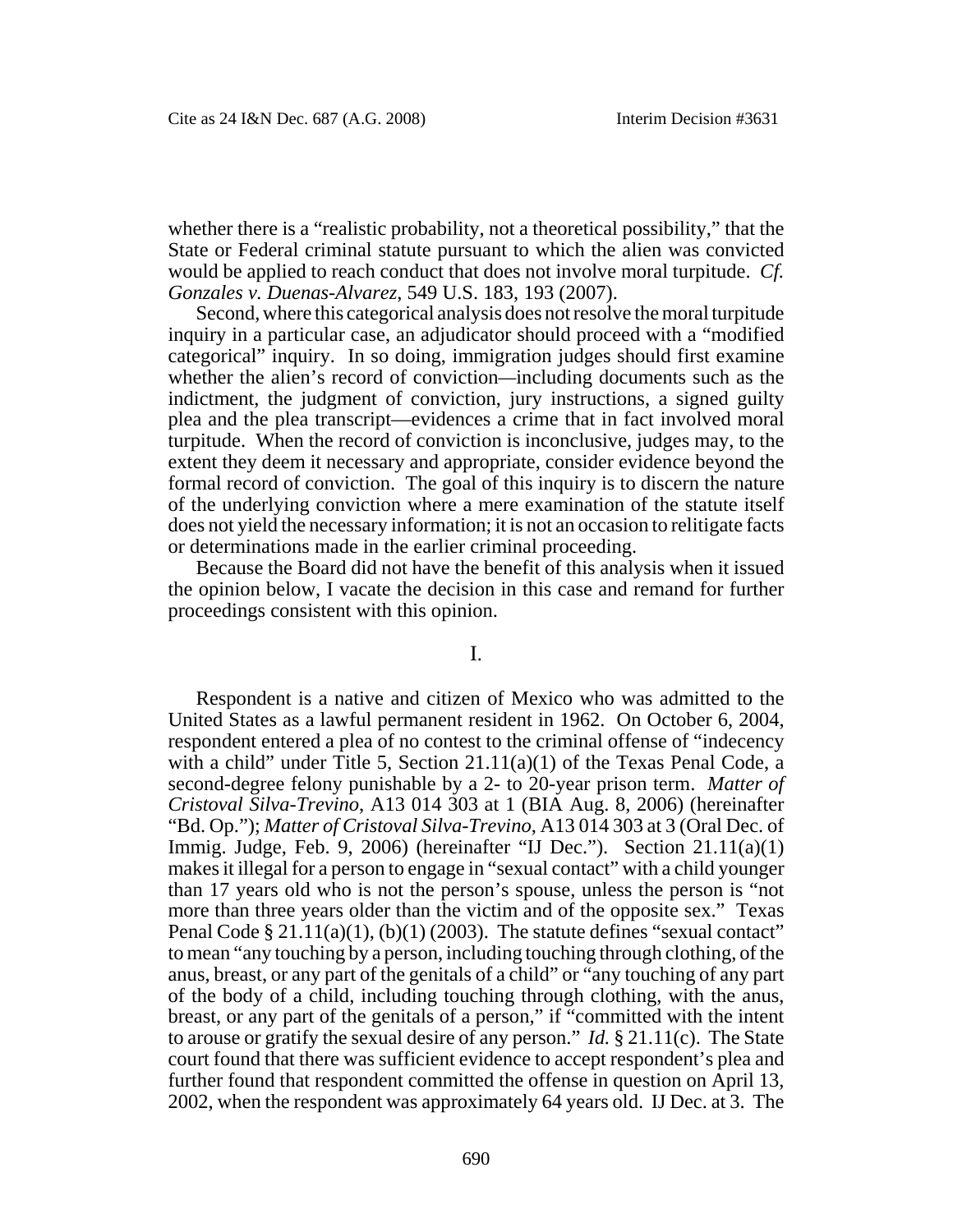whether there is a "realistic probability, not a theoretical possibility," that the State or Federal criminal statute pursuant to which the alien was convicted would be applied to reach conduct that does not involve moral turpitude. *Cf. Gonzales v. Duenas-Alvarez*, 549 U.S. 183, 193 (2007).

Second, where this categorical analysis does not resolve the moral turpitude inquiry in a particular case, an adjudicator should proceed with a "modified categorical" inquiry. In so doing, immigration judges should first examine whether the alien's record of conviction—including documents such as the indictment, the judgment of conviction, jury instructions, a signed guilty plea and the plea transcript—evidences a crime that in fact involved moral turpitude. When the record of conviction is inconclusive, judges may, to the extent they deem it necessary and appropriate, consider evidence beyond the formal record of conviction. The goal of this inquiry is to discern the nature of the underlying conviction where a mere examination of the statute itself does not yield the necessary information; it is not an occasion to relitigate facts or determinations made in the earlier criminal proceeding.

Because the Board did not have the benefit of this analysis when it issued the opinion below, I vacate the decision in this case and remand for further proceedings consistent with this opinion.

## I.

Respondent is a native and citizen of Mexico who was admitted to the United States as a lawful permanent resident in 1962. On October 6, 2004, respondent entered a plea of no contest to the criminal offense of "indecency with a child" under Title 5, Section 21.11(a)(1) of the Texas Penal Code, a second-degree felony punishable by a 2- to 20-year prison term. *Matter of Cristoval Silva-Trevino*, A13 014 303 at 1 (BIA Aug. 8, 2006) (hereinafter "Bd. Op."); *Matter of Cristoval Silva-Trevino*, A13 014 303 at 3 (Oral Dec. of Immig. Judge, Feb. 9, 2006) (hereinafter "IJ Dec."). Section 21.11(a)(1) makes it illegal for a person to engage in "sexual contact" with a child younger than 17 years old who is not the person's spouse, unless the person is "not more than three years older than the victim and of the opposite sex." Texas Penal Code § 21.11(a)(1), (b)(1) (2003). The statute defines "sexual contact" to mean "any touching by a person, including touching through clothing, of the anus, breast, or any part of the genitals of a child" or "any touching of any part of the body of a child, including touching through clothing, with the anus, breast, or any part of the genitals of a person," if "committed with the intent to arouse or gratify the sexual desire of any person." *Id.* § 21.11(c). The State court found that there was sufficient evidence to accept respondent's plea and further found that respondent committed the offense in question on April 13, 2002, when the respondent was approximately 64 years old. IJ Dec. at 3. The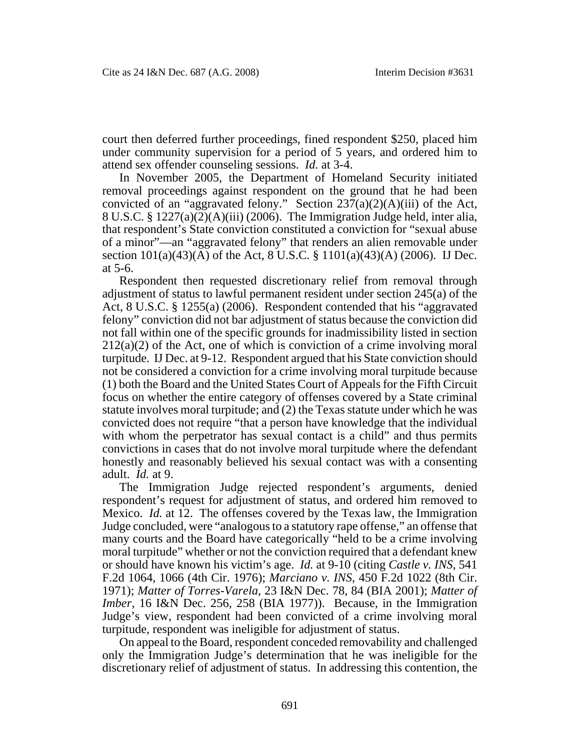court then deferred further proceedings, fined respondent $250, placed him under community supervision for a period of 5 years, and ordered him to attend sex offender counseling sessions. *Id.* at 3-4.

In November 2005, the Department of Homeland Security initiated removal proceedings against respondent on the ground that he had been convicted of an "aggravated felony." Section 237(a)(2)(A)(iii) of the Act, 8 U.S.C. § 1227(a)(2)(A)(iii) (2006). The Immigration Judge held, inter alia, that respondent's State conviction constituted a conviction for "sexual abuse of a minor"—an "aggravated felony" that renders an alien removable under section 101(a)(43)(A) of the Act, 8 U.S.C. § 1101(a)(43)(A) (2006). IJ Dec. at 5-6.

Respondent then requested discretionary relief from removal through adjustment of status to lawful permanent resident under section 245(a) of the Act, 8 U.S.C. § 1255(a) (2006). Respondent contended that his "aggravated felony" conviction did not bar adjustment of status because the conviction did not fall within one of the specific grounds for inadmissibility listed in section 212(a)(2) of the Act, one of which is conviction of a crime involving moral turpitude. IJ Dec. at 9-12. Respondent argued that his State conviction should not be considered a conviction for a crime involving moral turpitude because (1) both the Board and the United States Court of Appeals for the Fifth Circuit focus on whether the entire category of offenses covered by a State criminal statute involves moral turpitude; and (2) the Texas statute under which he was convicted does not require "that a person have knowledge that the individual with whom the perpetrator has sexual contact is a child" and thus permits convictions in cases that do not involve moral turpitude where the defendant honestly and reasonably believed his sexual contact was with a consenting adult. *Id.* at 9.

The Immigration Judge rejected respondent's arguments, denied respondent's request for adjustment of status, and ordered him removed to Mexico. *Id.* at 12. The offenses covered by the Texas law, the Immigration Judge concluded, were "analogous to a statutory rape offense," an offense that many courts and the Board have categorically "held to be a crime involving moral turpitude" whether or not the conviction required that a defendant knew or should have known his victim's age. *Id.* at 9-10 (citing *Castle v. INS*, 541 F.2d 1064, 1066 (4th Cir. 1976); *Marciano v. INS*, 450 F.2d 1022 (8th Cir. 1971); *Matter of Torres-Varela*, 23 I&N Dec. 78, 84 (BIA 2001); *Matter of Imber*, 16 I&N Dec. 256, 258 (BIA 1977)). Because, in the Immigration Judge's view, respondent had been convicted of a crime involving moral turpitude, respondent was ineligible for adjustment of status.

On appeal to the Board, respondent conceded removability and challenged only the Immigration Judge's determination that he was ineligible for the discretionary relief of adjustment of status. In addressing this contention, the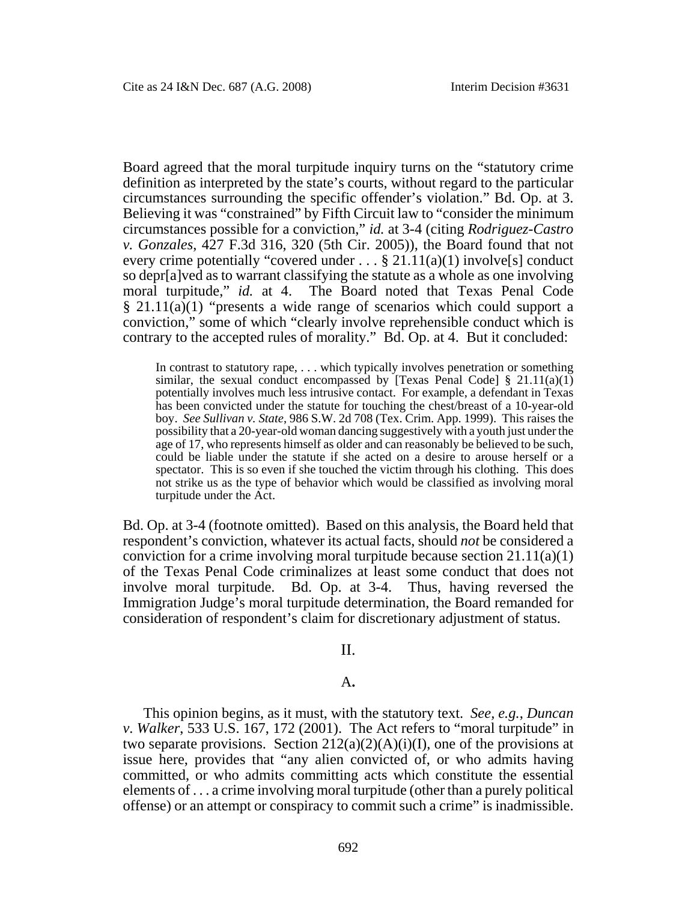Board agreed that the moral turpitude inquiry turns on the "statutory crime definition as interpreted by the state's courts, without regard to the particular circumstances surrounding the specific offender's violation." Bd. Op. at 3. Believing it was "constrained" by Fifth Circuit law to "consider the minimum circumstances possible for a conviction," *id.* at 3-4 (citing *Rodriguez-Castro v. Gonzales*, 427 F.3d 316, 320 (5th Cir. 2005)), the Board found that not every crime potentially "covered under . . . § 21.11(a)(1) involve[s] conduct so depr[a]ved as to warrant classifying the statute as a whole as one involving moral turpitude," *id.* at 4. The Board noted that Texas Penal Code § 21.11(a)(1) "presents a wide range of scenarios which could support a conviction," some of which "clearly involve reprehensible conduct which is contrary to the accepted rules of morality." Bd. Op. at 4. But it concluded:

> In contrast to statutory rape, . . . which typically involves penetration or something similar, the sexual conduct encompassed by [Texas Penal Code] § 21.11(a)(1) potentially involves much less intrusive contact. For example, a defendant in Texas has been convicted under the statute for touching the chest/breast of a 10-year-old boy. *See Sullivan v. State*, 986 S.W. 2d 708 (Tex. Crim. App. 1999). This raises the possibility that a 20-year-old woman dancing suggestively with a youth just under the age of 17, who represents himself as older and can reasonably be believed to be such, could be liable under the statute if she acted on a desire to arouse herself or a spectator. This is so even if she touched the victim through his clothing. This does not strike us as the type of behavior which would be classified as involving moral turpitude under the Act.

Bd. Op. at 3-4 (footnote omitted). Based on this analysis, the Board held that respondent's conviction, whatever its actual facts, should *not* be considered a conviction for a crime involving moral turpitude because section 21.11(a)(1) of the Texas Penal Code criminalizes at least some conduct that does not involve moral turpitude. Bd. Op. at 3-4. Thus, having reversed the Immigration Judge's moral turpitude determination, the Board remanded for consideration of respondent's claim for discretionary adjustment of status.

## II.

### A.

This opinion begins, as it must, with the statutory text. *See, e.g.*, *Duncan v. Walker*, 533 U.S. 167, 172 (2001). The Act refers to "moral turpitude" in two separate provisions. Section 212(a)(2)(A)(i)(I), one of the provisions at issue here, provides that "any alien convicted of, or who admits having committed, or who admits committing acts which constitute the essential elements of . . . a crime involving moral turpitude (other than a purely political offense) or an attempt or conspiracy to commit such a crime" is inadmissible.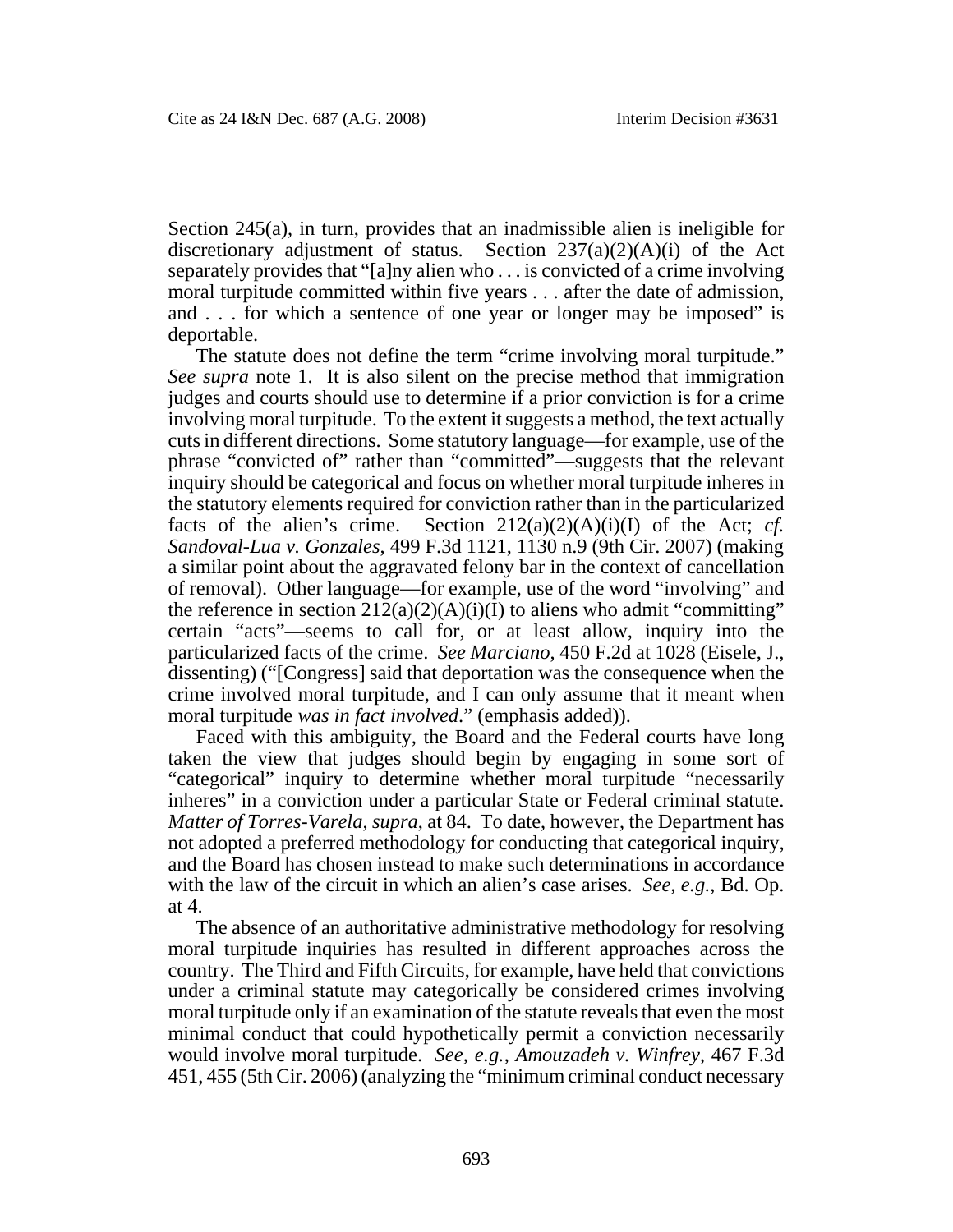Section 245(a), in turn, provides that an inadmissible alien is ineligible for discretionary adjustment of status. Section 237(a)(2)(A)(i) of the Act separately provides that "[a]ny alien who . . . is convicted of a crime involving moral turpitude committed within five years . . . after the date of admission, and . . . for which a sentence of one year or longer may be imposed" is deportable.

The statute does not define the term "crime involving moral turpitude." *See supra* note 1. It is also silent on the precise method that immigration judges and courts should use to determine if a prior conviction is for a crime involving moral turpitude. To the extent it suggests a method, the text actually cuts in different directions. Some statutory language—for example, use of the phrase "convicted of" rather than "committed"—suggests that the relevant inquiry should be categorical and focus on whether moral turpitude inheres in the statutory elements required for conviction rather than in the particularized facts of the alien's crime. Section 212(a)(2)(A)(i)(I) of the Act; *cf. Sandoval-Lua v. Gonzales*, 499 F.3d 1121, 1130 n.9 (9th Cir. 2007) (making a similar point about the aggravated felony bar in the context of cancellation of removal). Other language—for example, use of the word "involving" and the reference in section 212(a)(2)(A)(i)(I) to aliens who admit "committing" certain "acts"—seems to call for, or at least allow, inquiry into the particularized facts of the crime. *See Marciano*, 450 F.2d at 1028 (Eisele, J., dissenting) ("[Congress] said that deportation was the consequence when the crime involved moral turpitude, and I can only assume that it meant when moral turpitude *was in fact involved*." (emphasis added)).

Faced with this ambiguity, the Board and the Federal courts have long taken the view that judges should begin by engaging in some sort of "categorical" inquiry to determine whether moral turpitude "necessarily inheres" in a conviction under a particular State or Federal criminal statute. *Matter of Torres-Varela*, *supra*, at 84. To date, however, the Department has not adopted a preferred methodology for conducting that categorical inquiry, and the Board has chosen instead to make such determinations in accordance with the law of the circuit in which an alien's case arises. *See, e.g.*, Bd. Op. at 4.

The absence of an authoritative administrative methodology for resolving moral turpitude inquiries has resulted in different approaches across the country. The Third and Fifth Circuits, for example, have held that convictions under a criminal statute may categorically be considered crimes involving moral turpitude only if an examination of the statute reveals that even the most minimal conduct that could hypothetically permit a conviction necessarily would involve moral turpitude. *See, e.g.*, *Amouzadeh v. Winfrey*, 467 F.3d 451, 455 (5th Cir. 2006) (analyzing the "minimum criminal conduct necessary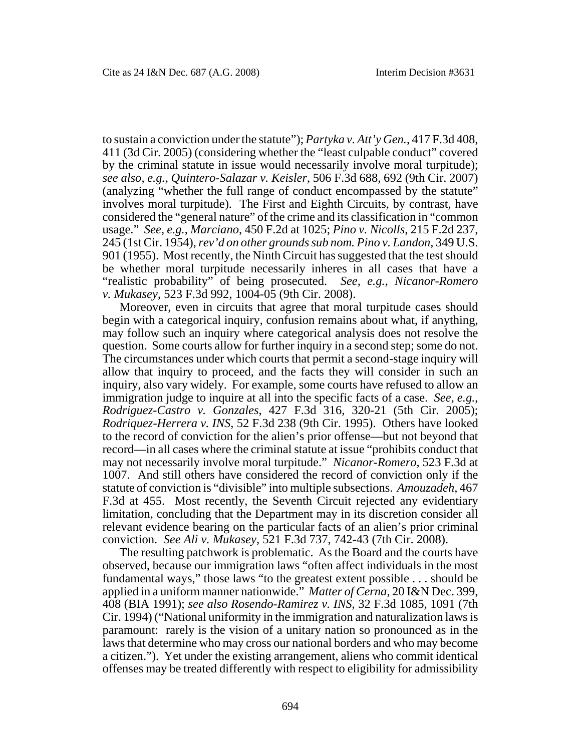to sustain a conviction under the statute"); *Partyka v. Att'y Gen.*, 417 F.3d 408, 411 (3d Cir. 2005) (considering whether the "least culpable conduct" covered by the criminal statute in issue would necessarily involve moral turpitude); *see also, e.g.*, *Quintero-Salazar v. Keisler*, 506 F.3d 688, 692 (9th Cir. 2007) (analyzing "whether the full range of conduct encompassed by the statute" involves moral turpitude). The First and Eighth Circuits, by contrast, have considered the "general nature" of the crime and its classification in "common usage." *See, e.g.*, *Marciano*, 450 F.2d at 1025; *Pino v. Nicolls*, 215 F.2d 237, 245 (1st Cir. 1954), *rev'd on other grounds sub nom. Pino v. Landon*, 349 U.S. 901 (1955). Most recently, the Ninth Circuit has suggested that the test should be whether moral turpitude necessarily inheres in all cases that have a "realistic probability" of being prosecuted. *See, e.g.*, *Nicanor-Romero v. Mukasey*, 523 F.3d 992, 1004-05 (9th Cir. 2008).

Moreover, even in circuits that agree that moral turpitude cases should begin with a categorical inquiry, confusion remains about what, if anything, may follow such an inquiry where categorical analysis does not resolve the question. Some courts allow for further inquiry in a second step; some do not. The circumstances under which courts that permit a second-stage inquiry will allow that inquiry to proceed, and the facts they will consider in such an inquiry, also vary widely. For example, some courts have refused to allow an immigration judge to inquire at all into the specific facts of a case. *See, e.g.*, *Rodriguez-Castro v. Gonzales*, 427 F.3d 316, 320-21 (5th Cir. 2005); *Rodriquez-Herrera v. INS*, 52 F.3d 238 (9th Cir. 1995). Others have looked to the record of conviction for the alien's prior offense—but not beyond that record—in all cases where the criminal statute at issue "prohibits conduct that may not necessarily involve moral turpitude." *Nicanor-Romero*, 523 F.3d at 1007. And still others have considered the record of conviction only if the statute of conviction is "divisible" into multiple subsections. *Amouzadeh*, 467 F.3d at 455. Most recently, the Seventh Circuit rejected any evidentiary limitation, concluding that the Department may in its discretion consider all relevant evidence bearing on the particular facts of an alien's prior criminal conviction. *See Ali v. Mukasey*, 521 F.3d 737, 742-43 (7th Cir. 2008).

The resulting patchwork is problematic. As the Board and the courts have observed, because our immigration laws "often affect individuals in the most fundamental ways," those laws "to the greatest extent possible . . . should be applied in a uniform manner nationwide." *Matter of Cerna*, 20 I&N Dec. 399, 408 (BIA 1991); *see also Rosendo-Ramirez v. INS*, 32 F.3d 1085, 1091 (7th Cir. 1994) ("National uniformity in the immigration and naturalization laws is paramount: rarely is the vision of a unitary nation so pronounced as in the laws that determine who may cross our national borders and who may become a citizen."). Yet under the existing arrangement, aliens who commit identical offenses may be treated differently with respect to eligibility for admissibility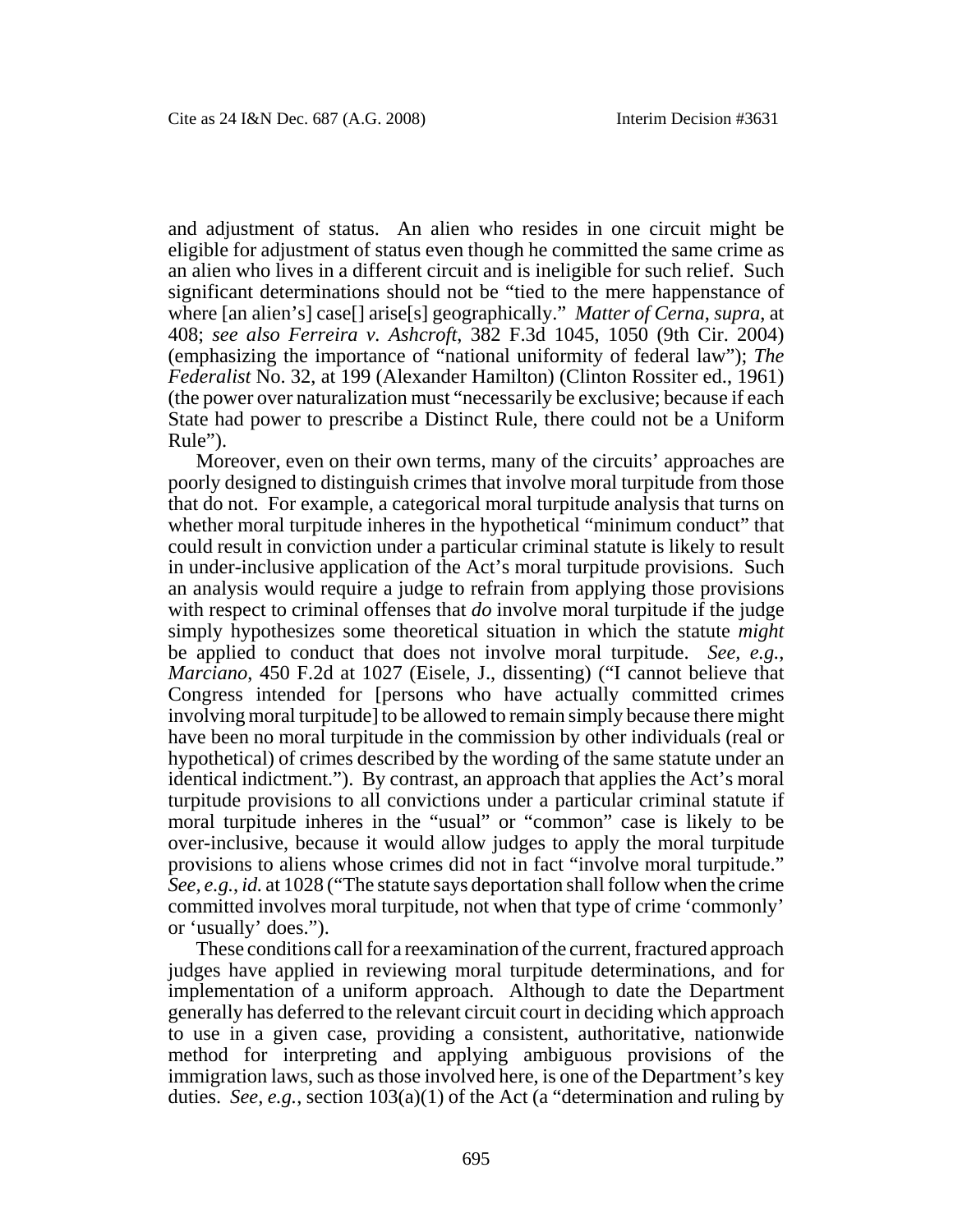and adjustment of status. An alien who resides in one circuit might be eligible for adjustment of status even though he committed the same crime as an alien who lives in a different circuit and is ineligible for such relief. Such significant determinations should not be "tied to the mere happenstance of where [an alien's] case[] arise[s] geographically." *Matter of Cerna*, *supra*, at 408; *see also Ferreira v. Ashcroft*, 382 F.3d 1045, 1050 (9th Cir. 2004) (emphasizing the importance of "national uniformity of federal law"); *The Federalist* No. 32, at 199 (Alexander Hamilton) (Clinton Rossiter ed., 1961) (the power over naturalization must "necessarily be exclusive; because if each State had power to prescribe a Distinct Rule, there could not be a Uniform Rule").

Moreover, even on their own terms, many of the circuits' approaches are poorly designed to distinguish crimes that involve moral turpitude from those that do not. For example, a categorical moral turpitude analysis that turns on whether moral turpitude inheres in the hypothetical "minimum conduct" that could result in conviction under a particular criminal statute is likely to result in under-inclusive application of the Act's moral turpitude provisions. Such an analysis would require a judge to refrain from applying those provisions with respect to criminal offenses that *do* involve moral turpitude if the judge simply hypothesizes some theoretical situation in which the statute *might* be applied to conduct that does not involve moral turpitude. *See, e.g.*, *Marciano*, 450 F.2d at 1027 (Eisele, J., dissenting) ("I cannot believe that Congress intended for [persons who have actually committed crimes involving moral turpitude] to be allowed to remain simply because there might have been no moral turpitude in the commission by other individuals (real or hypothetical) of crimes described by the wording of the same statute under an identical indictment."). By contrast, an approach that applies the Act's moral turpitude provisions to all convictions under a particular criminal statute if moral turpitude inheres in the "usual" or "common" case is likely to be over-inclusive, because it would allow judges to apply the moral turpitude provisions to aliens whose crimes did not in fact "involve moral turpitude." *See, e.g.*, *id.* at 1028 ("The statute says deportation shall follow when the crime committed involves moral turpitude, not when that type of crime 'commonly' or 'usually' does.").

These conditions call for a reexamination of the current, fractured approach judges have applied in reviewing moral turpitude determinations, and for implementation of a uniform approach. Although to date the Department generally has deferred to the relevant circuit court in deciding which approach to use in a given case, providing a consistent, authoritative, nationwide method for interpreting and applying ambiguous provisions of the immigration laws, such as those involved here, is one of the Department's key duties. *See, e.g.*, section 103(a)(1) of the Act (a "determination and ruling by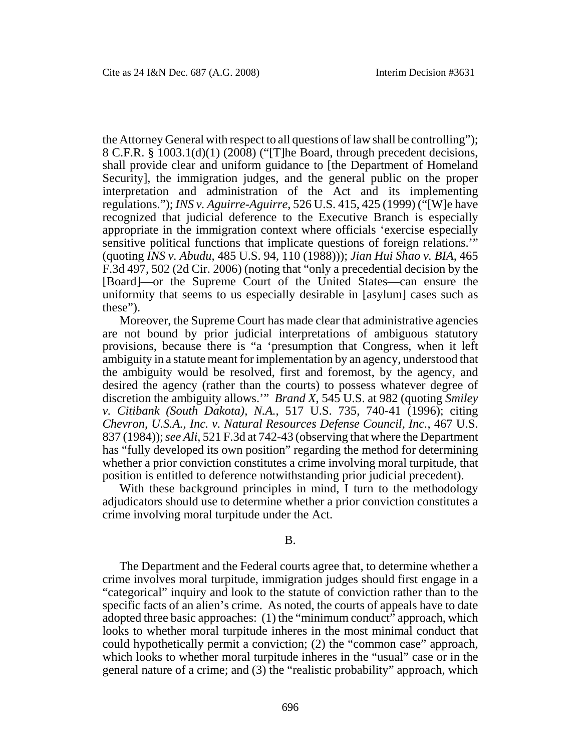the Attorney General with respect to all questions of law shall be controlling"); 8 C.F.R. § 1003.1(d)(1) (2008) ("[T]he Board, through precedent decisions, shall provide clear and uniform guidance to [the Department of Homeland Security], the immigration judges, and the general public on the proper interpretation and administration of the Act and its implementing regulations."); *INS v. Aguirre-Aguirre*, 526 U.S. 415, 425 (1999) ("[W]e have recognized that judicial deference to the Executive Branch is especially appropriate in the immigration context where officials 'exercise especially sensitive political functions that implicate questions of foreign relations.'" (quoting *INS v. Abudu*, 485 U.S. 94, 110 (1988))); *Jian Hui Shao v. BIA*, 465 F.3d 497, 502 (2d Cir. 2006) (noting that "only a precedential decision by the [Board]—or the Supreme Court of the United States—can ensure the uniformity that seems to us especially desirable in [asylum] cases such as these").

Moreover, the Supreme Court has made clear that administrative agencies are not bound by prior judicial interpretations of ambiguous statutory provisions, because there is "a 'presumption that Congress, when it left ambiguity in a statute meant for implementation by an agency, understood that the ambiguity would be resolved, first and foremost, by the agency, and desired the agency (rather than the courts) to possess whatever degree of discretion the ambiguity allows.'" *Brand X*, 545 U.S. at 982 (quoting *Smiley v. Citibank (South Dakota), N.A.*, 517 U.S. 735, 740-41 (1996); citing *Chevron, U.S.A., Inc. v. Natural Resources Defense Council, Inc.*, 467 U.S. 837 (1984)); *see Ali*, 521 F.3d at 742-43 (observing that where the Department has "fully developed its own position" regarding the method for determining whether a prior conviction constitutes a crime involving moral turpitude, that position is entitled to deference notwithstanding prior judicial precedent).

With these background principles in mind, I turn to the methodology adjudicators should use to determine whether a prior conviction constitutes a crime involving moral turpitude under the Act.

## B.

The Department and the Federal courts agree that, to determine whether a crime involves moral turpitude, immigration judges should first engage in a "categorical" inquiry and look to the statute of conviction rather than to the specific facts of an alien's crime. As noted, the courts of appeals have to date adopted three basic approaches: (1) the "minimum conduct" approach, which looks to whether moral turpitude inheres in the most minimal conduct that could hypothetically permit a conviction; (2) the "common case" approach, which looks to whether moral turpitude inheres in the "usual" case or in the general nature of a crime; and (3) the "realistic probability" approach, which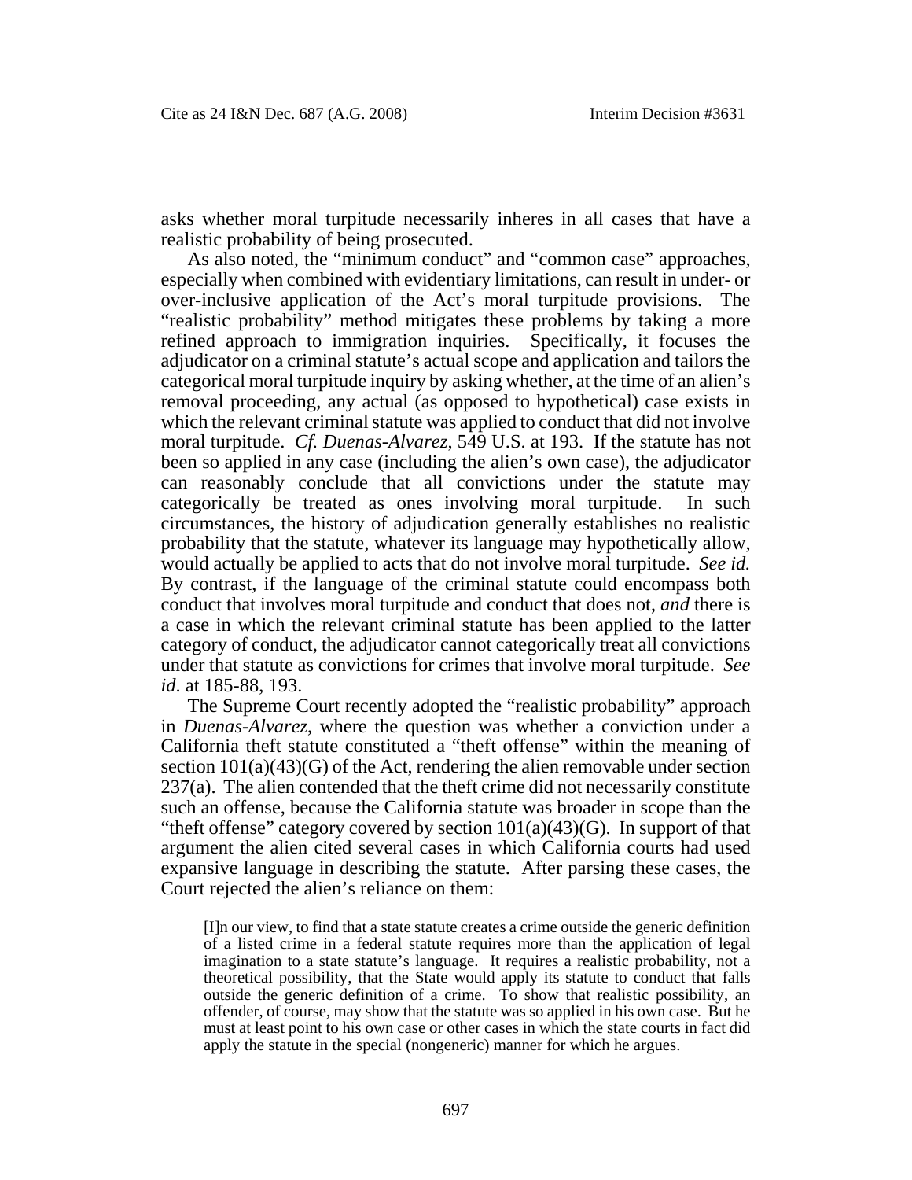asks whether moral turpitude necessarily inheres in all cases that have a realistic probability of being prosecuted.

As also noted, the "minimum conduct" and "common case" approaches, especially when combined with evidentiary limitations, can result in under- or over-inclusive application of the Act's moral turpitude provisions. The "realistic probability" method mitigates these problems by taking a more refined approach to immigration inquiries. Specifically, it focuses the adjudicator on a criminal statute's actual scope and application and tailors the categorical moral turpitude inquiry by asking whether, at the time of an alien's removal proceeding, any actual (as opposed to hypothetical) case exists in which the relevant criminal statute was applied to conduct that did not involve moral turpitude. *Cf. Duenas-Alvarez*, 549 U.S. at 193. If the statute has not been so applied in any case (including the alien's own case), the adjudicator can reasonably conclude that all convictions under the statute may categorically be treated as ones involving moral turpitude. In such circumstances, the history of adjudication generally establishes no realistic probability that the statute, whatever its language may hypothetically allow, would actually be applied to acts that do not involve moral turpitude. *See id.* By contrast, if the language of the criminal statute could encompass both conduct that involves moral turpitude and conduct that does not, *and* there is a case in which the relevant criminal statute has been applied to the latter category of conduct, the adjudicator cannot categorically treat all convictions under that statute as convictions for crimes that involve moral turpitude. *See id*. at 185-88, 193.

The Supreme Court recently adopted the "realistic probability" approach in *Duenas-Alvarez*, where the question was whether a conviction under a California theft statute constituted a "theft offense" within the meaning of section 101(a)(43)(G) of the Act, rendering the alien removable under section 237(a). The alien contended that the theft crime did not necessarily constitute such an offense, because the California statute was broader in scope than the "theft offense" category covered by section 101(a)(43)(G). In support of that argument the alien cited several cases in which California courts had used expansive language in describing the statute. After parsing these cases, the Court rejected the alien's reliance on them:

> [I]n our view, to find that a state statute creates a crime outside the generic definition of a listed crime in a federal statute requires more than the application of legal imagination to a state statute's language. It requires a realistic probability, not a theoretical possibility, that the State would apply its statute to conduct that falls outside the generic definition of a crime. To show that realistic possibility, an offender, of course, may show that the statute was so applied in his own case. But he must at least point to his own case or other cases in which the state courts in fact did apply the statute in the special (nongeneric) manner for which he argues.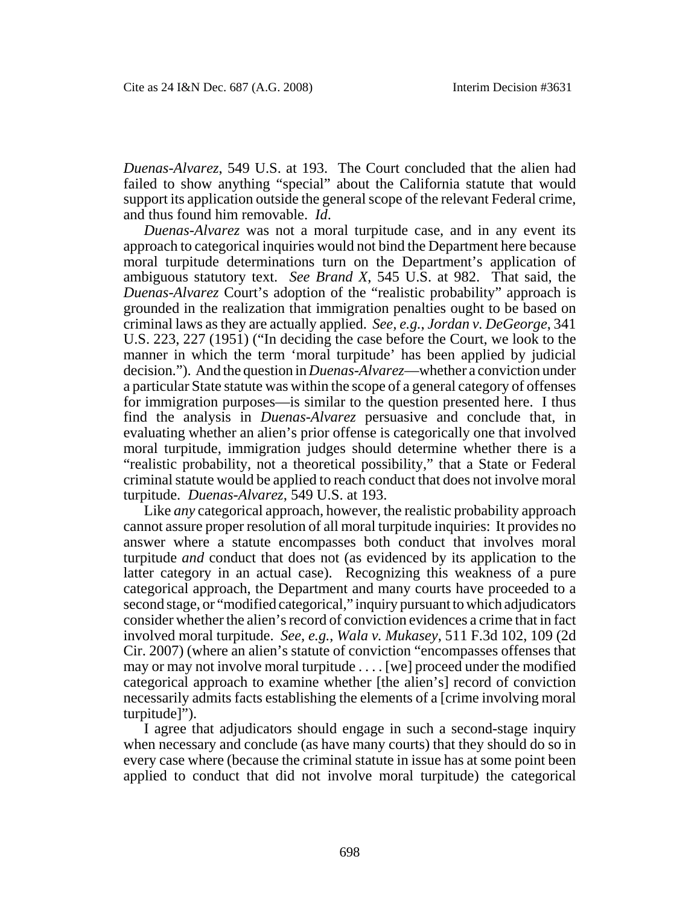*Duenas-Alvarez*, 549 U.S. at 193. The Court concluded that the alien had failed to show anything "special" about the California statute that would support its application outside the general scope of the relevant Federal crime, and thus found him removable. *Id*.

*Duenas-Alvarez* was not a moral turpitude case, and in any event its approach to categorical inquiries would not bind the Department here because moral turpitude determinations turn on the Department's application of ambiguous statutory text. *See Brand X*, 545 U.S. at 982. That said, the *Duenas-Alvarez* Court's adoption of the "realistic probability" approach is grounded in the realization that immigration penalties ought to be based on criminal laws as they are actually applied. *See, e.g.*, *Jordan v. DeGeorge*, 341 U.S. 223, 227 (1951) ("In deciding the case before the Court, we look to the manner in which the term 'moral turpitude' has been applied by judicial decision."). And the question in *Duenas-Alvarez*—whether a conviction under a particular State statute was within the scope of a general category of offenses for immigration purposes—is similar to the question presented here. I thus find the analysis in *Duenas-Alvarez* persuasive and conclude that, in evaluating whether an alien's prior offense is categorically one that involved moral turpitude, immigration judges should determine whether there is a "realistic probability, not a theoretical possibility," that a State or Federal criminal statute would be applied to reach conduct that does not involve moral turpitude. *Duenas-Alvarez*, 549 U.S. at 193.

Like *any* categorical approach, however, the realistic probability approach cannot assure proper resolution of all moral turpitude inquiries: It provides no answer where a statute encompasses both conduct that involves moral turpitude *and* conduct that does not (as evidenced by its application to the latter category in an actual case). Recognizing this weakness of a pure categorical approach, the Department and many courts have proceeded to a second stage, or "modified categorical," inquiry pursuant to which adjudicators consider whether the alien's record of conviction evidences a crime that in fact involved moral turpitude. *See, e.g.*, *Wala v. Mukasey*, 511 F.3d 102, 109 (2d Cir. 2007) (where an alien's statute of conviction "encompasses offenses that may or may not involve moral turpitude . . . . [we] proceed under the modified categorical approach to examine whether [the alien's] record of conviction necessarily admits facts establishing the elements of a [crime involving moral turpitude]").

I agree that adjudicators should engage in such a second-stage inquiry when necessary and conclude (as have many courts) that they should do so in every case where (because the criminal statute in issue has at some point been applied to conduct that did not involve moral turpitude) the categorical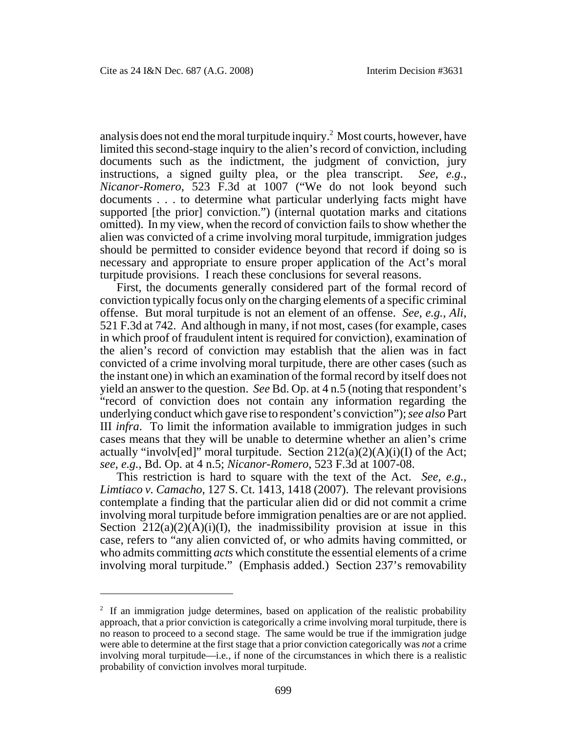analysis does not end the moral turpitude inquiry.[2] Most courts, however, have limited this second-stage inquiry to the alien's record of conviction, including documents such as the indictment, the judgment of conviction, jury instructions, a signed guilty plea, or the plea transcript. *See, e.g.*, *Nicanor-Romero*, 523 F.3d at 1007 ("We do not look beyond such documents . . . to determine what particular underlying facts might have supported [the prior] conviction.") (internal quotation marks and citations omitted). In my view, when the record of conviction fails to show whether the alien was convicted of a crime involving moral turpitude, immigration judges should be permitted to consider evidence beyond that record if doing so is necessary and appropriate to ensure proper application of the Act's moral turpitude provisions. I reach these conclusions for several reasons.

First, the documents generally considered part of the formal record of conviction typically focus only on the charging elements of a specific criminal offense. But moral turpitude is not an element of an offense. *See, e.g.*, *Ali*, 521 F.3d at 742. And although in many, if not most, cases (for example, cases in which proof of fraudulent intent is required for conviction), examination of the alien's record of conviction may establish that the alien was in fact convicted of a crime involving moral turpitude, there are other cases (such as the instant one) in which an examination of the formal record by itself does not yield an answer to the question. *See* Bd. Op. at 4 n.5 (noting that respondent's "record of conviction does not contain any information regarding the underlying conduct which gave rise to respondent's conviction"); *see also* Part III *infra*. To limit the information available to immigration judges in such cases means that they will be unable to determine whether an alien's crime actually "involv[ed]" moral turpitude. Section 212(a)(2)(A)(i)(I) of the Act; *see, e.g.*, Bd. Op. at 4 n.5; *Nicanor-Romero*, 523 F.3d at 1007-08.

This restriction is hard to square with the text of the Act. *See, e.g.*, *Limtiaco v. Camacho*, 127 S. Ct. 1413, 1418 (2007). The relevant provisions contemplate a finding that the particular alien did or did not commit a crime involving moral turpitude before immigration penalties are or are not applied. Section 212(a)(2)(A)(i)(I), the inadmissibility provision at issue in this case, refers to "any alien convicted of, or who admits having committed, or who admits committing *acts* which constitute the essential elements of a crime involving moral turpitude." (Emphasis added.) Section 237's removability

[2] If an immigration judge determines, based on application of the realistic probability approach, that a prior conviction is categorically a crime involving moral turpitude, there is no reason to proceed to a second stage. The same would be true if the immigration judge were able to determine at the first stage that a prior conviction categorically was *not* a crime involving moral turpitude—i.e., if none of the circumstances in which there is a realistic probability of conviction involves moral turpitude.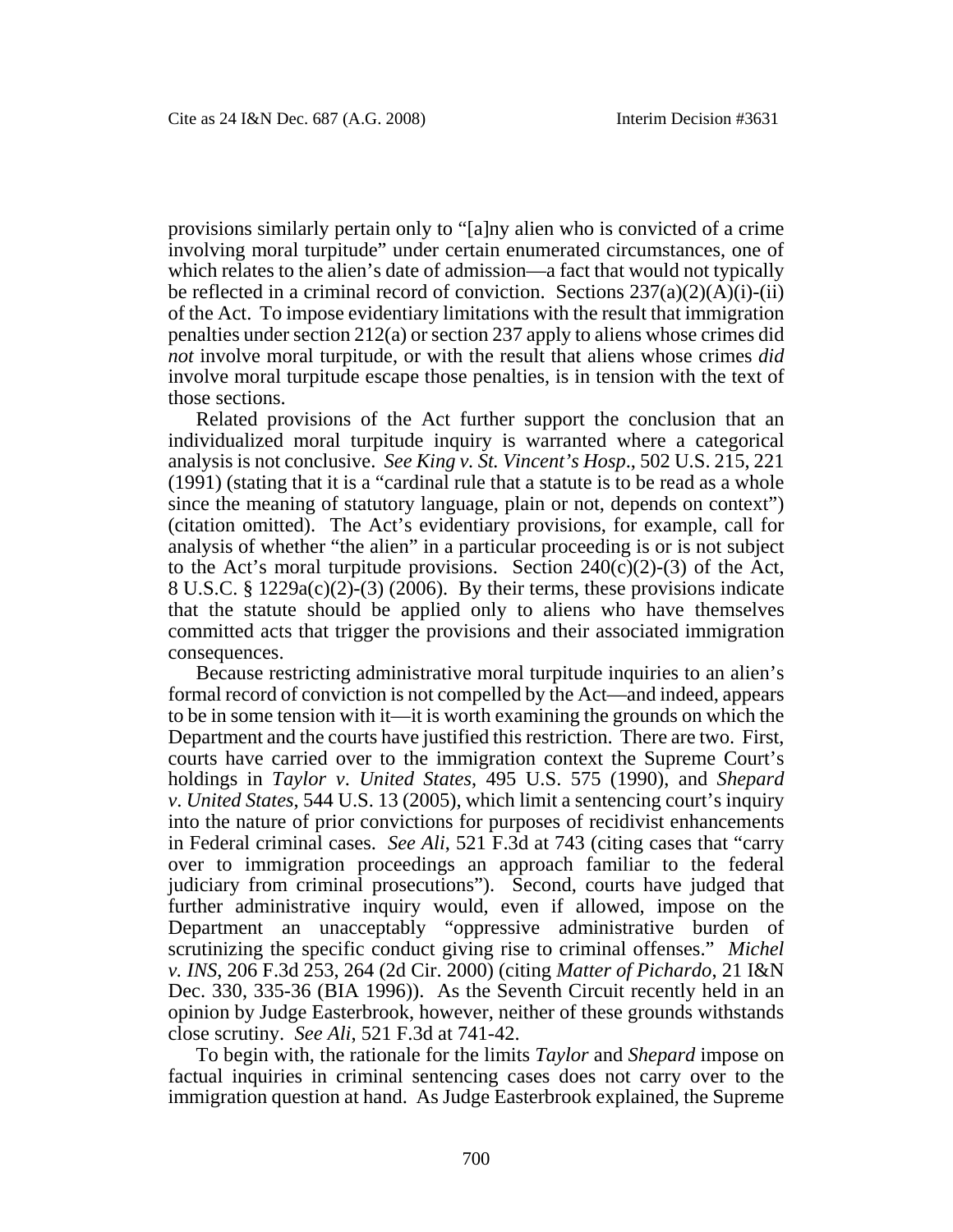provisions similarly pertain only to "[a]ny alien who is convicted of a crime involving moral turpitude" under certain enumerated circumstances, one of which relates to the alien's date of admission—a fact that would not typically be reflected in a criminal record of conviction. Sections 237(a)(2)(A)(i)-(ii) of the Act. To impose evidentiary limitations with the result that immigration penalties under section 212(a) or section 237 apply to aliens whose crimes did *not* involve moral turpitude, or with the result that aliens whose crimes *did* involve moral turpitude escape those penalties, is in tension with the text of those sections.

Related provisions of the Act further support the conclusion that an individualized moral turpitude inquiry is warranted where a categorical analysis is not conclusive. *See King v. St. Vincent's Hosp*., 502 U.S. 215, 221 (1991) (stating that it is a "cardinal rule that a statute is to be read as a whole since the meaning of statutory language, plain or not, depends on context") (citation omitted). The Act's evidentiary provisions, for example, call for analysis of whether "the alien" in a particular proceeding is or is not subject to the Act's moral turpitude provisions. Section 240(c)(2)-(3) of the Act, 8 U.S.C. § 1229a(c)(2)-(3) (2006). By their terms, these provisions indicate that the statute should be applied only to aliens who have themselves committed acts that trigger the provisions and their associated immigration consequences.

Because restricting administrative moral turpitude inquiries to an alien's formal record of conviction is not compelled by the Act—and indeed, appears to be in some tension with it—it is worth examining the grounds on which the Department and the courts have justified this restriction. There are two. First, courts have carried over to the immigration context the Supreme Court's holdings in *Taylor v. United States*, 495 U.S. 575 (1990), and *Shepard v. United States*, 544 U.S. 13 (2005), which limit a sentencing court's inquiry into the nature of prior convictions for purposes of recidivist enhancements in Federal criminal cases. *See Ali*, 521 F.3d at 743 (citing cases that "carry over to immigration proceedings an approach familiar to the federal judiciary from criminal prosecutions"). Second, courts have judged that further administrative inquiry would, even if allowed, impose on the Department an unacceptably "oppressive administrative burden of scrutinizing the specific conduct giving rise to criminal offenses." *Michel v. INS*, 206 F.3d 253, 264 (2d Cir. 2000) (citing *Matter of Pichardo*, 21 I&N Dec. 330, 335-36 (BIA 1996)). As the Seventh Circuit recently held in an opinion by Judge Easterbrook, however, neither of these grounds withstands close scrutiny. *See Ali*, 521 F.3d at 741-42.

To begin with, the rationale for the limits *Taylor* and *Shepard* impose on factual inquiries in criminal sentencing cases does not carry over to the immigration question at hand. As Judge Easterbrook explained, the Supreme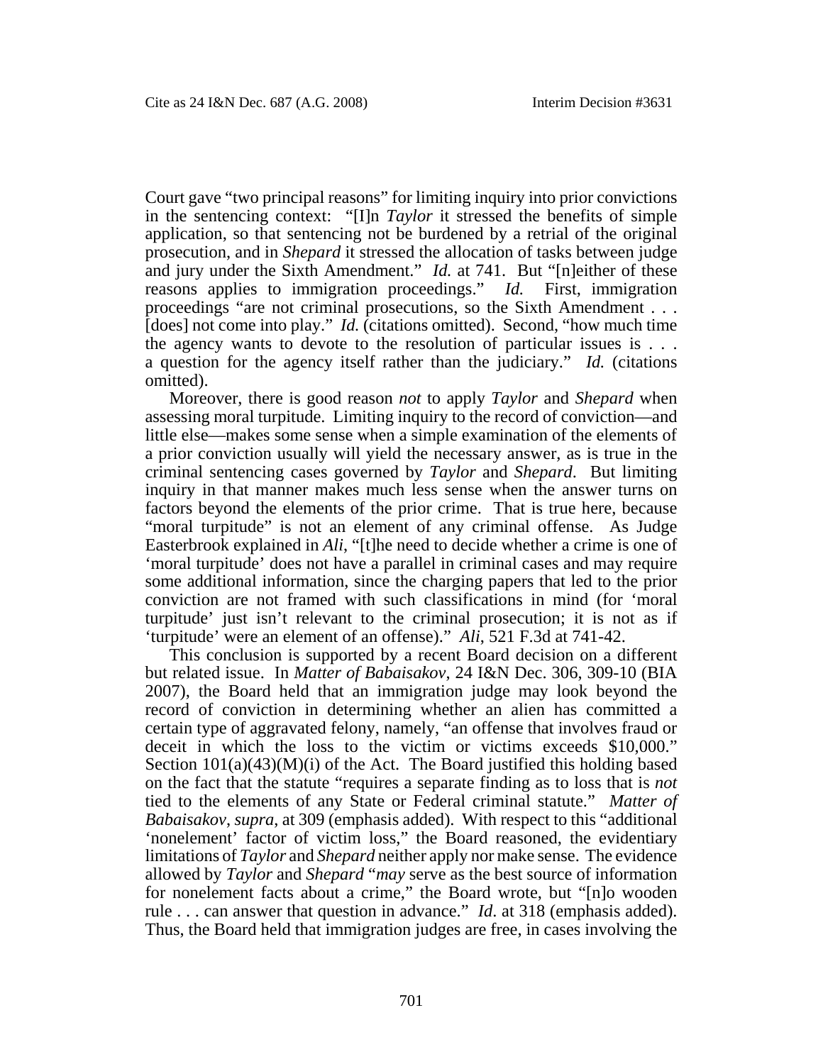Court gave "two principal reasons" for limiting inquiry into prior convictions in the sentencing context: "[I]n *Taylor* it stressed the benefits of simple application, so that sentencing not be burdened by a retrial of the original prosecution, and in *Shepard* it stressed the allocation of tasks between judge and jury under the Sixth Amendment." *Id.* at 741. But "[n]either of these reasons applies to immigration proceedings." *Id.* First, immigration proceedings "are not criminal prosecutions, so the Sixth Amendment . . . [does] not come into play." *Id.* (citations omitted). Second, "how much time the agency wants to devote to the resolution of particular issues is . . . a question for the agency itself rather than the judiciary." *Id.* (citations omitted).

Moreover, there is good reason *not* to apply *Taylor* and *Shepard* when assessing moral turpitude. Limiting inquiry to the record of conviction—and little else—makes some sense when a simple examination of the elements of a prior conviction usually will yield the necessary answer, as is true in the criminal sentencing cases governed by *Taylor* and *Shepard*. But limiting inquiry in that manner makes much less sense when the answer turns on factors beyond the elements of the prior crime. That is true here, because "moral turpitude" is not an element of any criminal offense. As Judge Easterbrook explained in *Ali*, "[t]he need to decide whether a crime is one of 'moral turpitude' does not have a parallel in criminal cases and may require some additional information, since the charging papers that led to the prior conviction are not framed with such classifications in mind (for 'moral turpitude' just isn't relevant to the criminal prosecution; it is not as if 'turpitude' were an element of an offense)." *Ali*, 521 F.3d at 741-42.

This conclusion is supported by a recent Board decision on a different but related issue. In *Matter of Babaisakov*, 24 I&N Dec. 306, 309-10 (BIA 2007), the Board held that an immigration judge may look beyond the record of conviction in determining whether an alien has committed a certain type of aggravated felony, namely, "an offense that involves fraud or deceit in which the loss to the victim or victims exceeds $10,000." Section 101(a)(43)(M)(i) of the Act. The Board justified this holding based on the fact that the statute "requires a separate finding as to loss that is *not* tied to the elements of any State or Federal criminal statute." *Matter of Babaisakov*, *supra*, at 309 (emphasis added). With respect to this "additional 'nonelement' factor of victim loss," the Board reasoned, the evidentiary limitations of *Taylor* and *Shepard* neither apply nor make sense. The evidence allowed by *Taylor* and *Shepard* "*may* serve as the best source of information for nonelement facts about a crime," the Board wrote, but "[n]o wooden rule . . . can answer that question in advance." *Id*. at 318 (emphasis added). Thus, the Board held that immigration judges are free, in cases involving the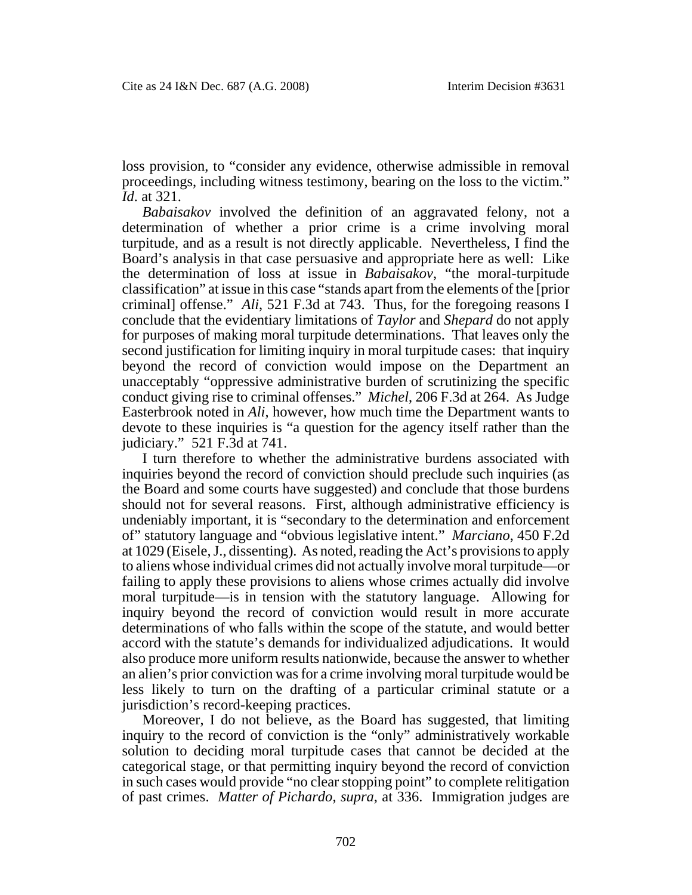loss provision, to "consider any evidence, otherwise admissible in removal proceedings, including witness testimony, bearing on the loss to the victim." *Id.* at 321.

*Babaisakov* involved the definition of an aggravated felony, not a determination of whether a prior crime is a crime involving moral turpitude, and as a result is not directly applicable. Nevertheless, I find the Board's analysis in that case persuasive and appropriate here as well: Like the determination of loss at issue in *Babaisakov*, "the moral-turpitude classification" at issue in this case "stands apart from the elements of the [prior criminal] offense." *Ali*, 521 F.3d at 743. Thus, for the foregoing reasons I conclude that the evidentiary limitations of *Taylor* and *Shepard* do not apply for purposes of making moral turpitude determinations. That leaves only the second justification for limiting inquiry in moral turpitude cases: that inquiry beyond the record of conviction would impose on the Department an unacceptably "oppressive administrative burden of scrutinizing the specific conduct giving rise to criminal offenses." *Michel*, 206 F.3d at 264. As Judge Easterbrook noted in *Ali*, however, how much time the Department wants to devote to these inquiries is "a question for the agency itself rather than the judiciary." 521 F.3d at 741.

I turn therefore to whether the administrative burdens associated with inquiries beyond the record of conviction should preclude such inquiries (as the Board and some courts have suggested) and conclude that those burdens should not for several reasons. First, although administrative efficiency is undeniably important, it is "secondary to the determination and enforcement of" statutory language and "obvious legislative intent." *Marciano*, 450 F.2d at 1029 (Eisele, J., dissenting). As noted, reading the Act's provisions to apply to aliens whose individual crimes did not actually involve moral turpitude—or failing to apply these provisions to aliens whose crimes actually did involve moral turpitude—is in tension with the statutory language. Allowing for inquiry beyond the record of conviction would result in more accurate determinations of who falls within the scope of the statute, and would better accord with the statute's demands for individualized adjudications. It would also produce more uniform results nationwide, because the answer to whether an alien's prior conviction was for a crime involving moral turpitude would be less likely to turn on the drafting of a particular criminal statute or a jurisdiction's record-keeping practices.

Moreover, I do not believe, as the Board has suggested, that limiting inquiry to the record of conviction is the "only" administratively workable solution to deciding moral turpitude cases that cannot be decided at the categorical stage, or that permitting inquiry beyond the record of conviction in such cases would provide "no clear stopping point" to complete relitigation of past crimes. *Matter of Pichardo*, *supra*, at 336. Immigration judges are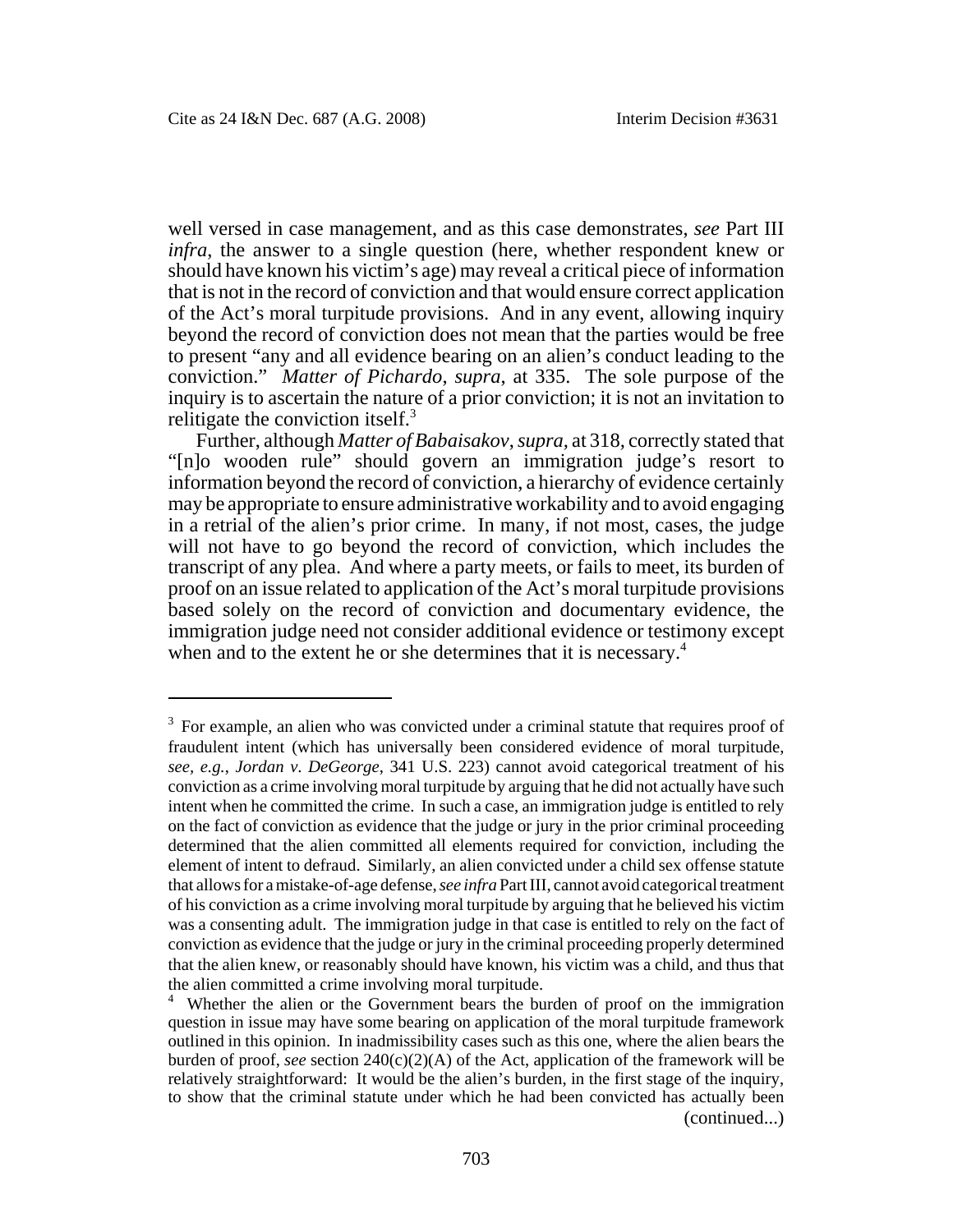well versed in case management, and as this case demonstrates, *see* Part III *infra*, the answer to a single question (here, whether respondent knew or should have known his victim's age) may reveal a critical piece of information that is not in the record of conviction and that would ensure correct application of the Act's moral turpitude provisions. And in any event, allowing inquiry beyond the record of conviction does not mean that the parties would be free to present "any and all evidence bearing on an alien's conduct leading to the conviction." *Matter of Pichardo*, *supra*, at 335. The sole purpose of the inquiry is to ascertain the nature of a prior conviction; it is not an invitation to relitigate the conviction itself.[3]

Further, although *Matter of Babaisakov*, *supra*, at 318, correctly stated that "[n]o wooden rule" should govern an immigration judge's resort to information beyond the record of conviction, a hierarchy of evidence certainly may be appropriate to ensure administrative workability and to avoid engaging in a retrial of the alien's prior crime. In many, if not most, cases, the judge will not have to go beyond the record of conviction, which includes the transcript of any plea. And where a party meets, or fails to meet, its burden of proof on an issue related to application of the Act's moral turpitude provisions based solely on the record of conviction and documentary evidence, the immigration judge need not consider additional evidence or testimony except when and to the extent he or she determines that it is necessary.[4]

---

[3] For example, an alien who was convicted under a criminal statute that requires proof of fraudulent intent (which has universally been considered evidence of moral turpitude, *see, e.g.*, *Jordan v. DeGeorge*, 341 U.S. 223) cannot avoid categorical treatment of his conviction as a crime involving moral turpitude by arguing that he did not actually have such intent when he committed the crime. In such a case, an immigration judge is entitled to rely on the fact of conviction as evidence that the judge or jury in the prior criminal proceeding determined that the alien committed all elements required for conviction, including the element of intent to defraud. Similarly, an alien convicted under a child sex offense statute that allows for a mistake-of-age defense, *see infra* Part III, cannot avoid categorical treatment of his conviction as a crime involving moral turpitude by arguing that he believed his victim was a consenting adult. The immigration judge in that case is entitled to rely on the fact of conviction as evidence that the judge or jury in the criminal proceeding properly determined that the alien knew, or reasonably should have known, his victim was a child, and thus that the alien committed a crime involving moral turpitude.

[4] Whether the alien or the Government bears the burden of proof on the immigration question in issue may have some bearing on application of the moral turpitude framework outlined in this opinion. In inadmissibility cases such as this one, where the alien bears the burden of proof, *see* section 240(c)(2)(A) of the Act, application of the framework will be relatively straightforward: It would be the alien's burden, in the first stage of the inquiry, to show that the criminal statute under which he had been convicted has actually been (continued...)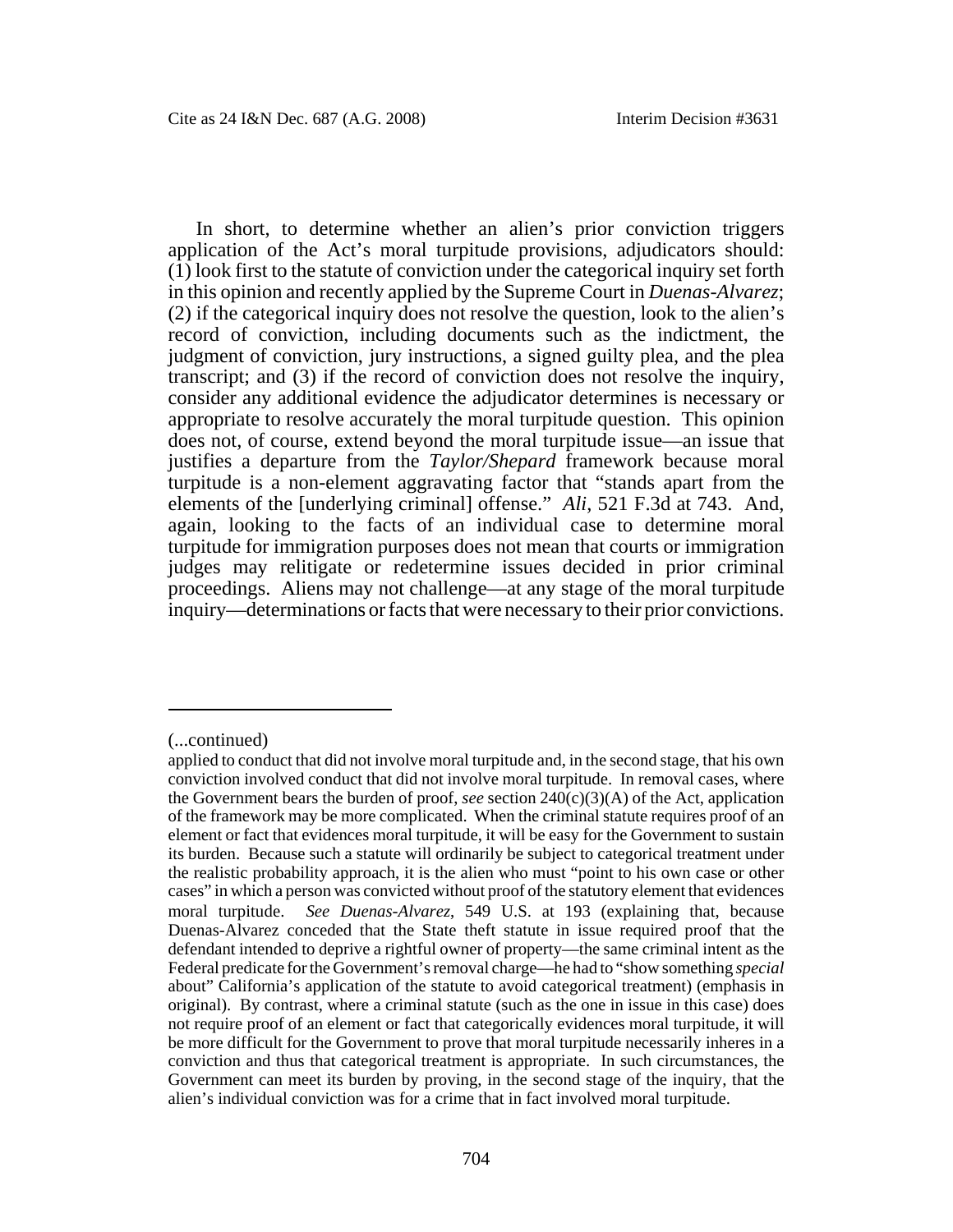In short, to determine whether an alien's prior conviction triggers application of the Act's moral turpitude provisions, adjudicators should: (1) look first to the statute of conviction under the categorical inquiry set forth in this opinion and recently applied by the Supreme Court in *Duenas-Alvarez*; (2) if the categorical inquiry does not resolve the question, look to the alien's record of conviction, including documents such as the indictment, the judgment of conviction, jury instructions, a signed guilty plea, and the plea transcript; and (3) if the record of conviction does not resolve the inquiry, consider any additional evidence the adjudicator determines is necessary or appropriate to resolve accurately the moral turpitude question. This opinion does not, of course, extend beyond the moral turpitude issue—an issue that justifies a departure from the *Taylor/Shepard* framework because moral turpitude is a non-element aggravating factor that "stands apart from the elements of the [underlying criminal] offense." *Ali*, 521 F.3d at 743. And, again, looking to the facts of an individual case to determine moral turpitude for immigration purposes does not mean that courts or immigration judges may relitigate or redetermine issues decided in prior criminal proceedings. Aliens may not challenge—at any stage of the moral turpitude inquiry—determinations or facts that were necessary to their prior convictions.

---

(...continued)

applied to conduct that did not involve moral turpitude and, in the second stage, that his own conviction involved conduct that did not involve moral turpitude. In removal cases, where the Government bears the burden of proof, *see* section 240(c)(3)(A) of the Act, application of the framework may be more complicated. When the criminal statute requires proof of an element or fact that evidences moral turpitude, it will be easy for the Government to sustain its burden. Because such a statute will ordinarily be subject to categorical treatment under the realistic probability approach, it is the alien who must "point to his own case or other cases" in which a person was convicted without proof of the statutory element that evidences moral turpitude. *See Duenas-Alvarez*, 549 U.S. at 193 (explaining that, because Duenas-Alvarez conceded that the State theft statute in issue required proof that the defendant intended to deprive a rightful owner of property—the same criminal intent as the Federal predicate for the Government's removal charge—he had to "show something *special* about" California's application of the statute to avoid categorical treatment) (emphasis in original). By contrast, where a criminal statute (such as the one in issue in this case) does not require proof of an element or fact that categorically evidences moral turpitude, it will be more difficult for the Government to prove that moral turpitude necessarily inheres in a conviction and thus that categorical treatment is appropriate. In such circumstances, the Government can meet its burden by proving, in the second stage of the inquiry, that the alien's individual conviction was for a crime that in fact involved moral turpitude.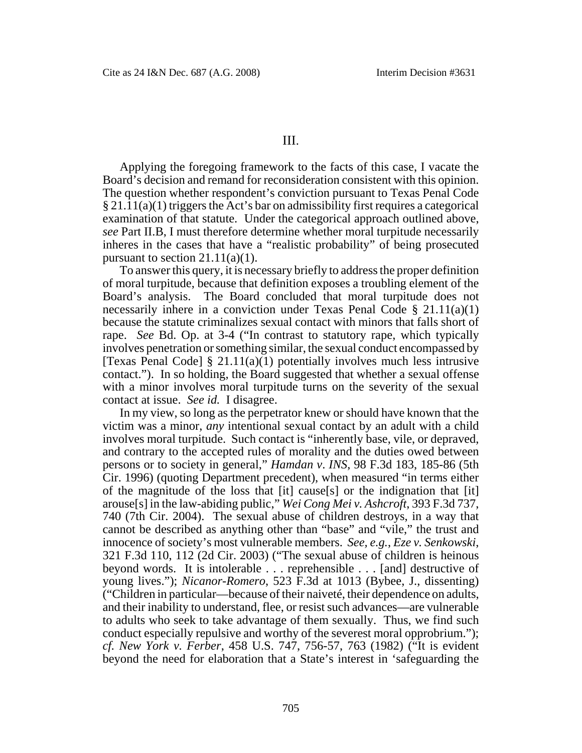## III.

Applying the foregoing framework to the facts of this case, I vacate the Board's decision and remand for reconsideration consistent with this opinion. The question whether respondent's conviction pursuant to Texas Penal Code § 21.11(a)(1) triggers the Act's bar on admissibility first requires a categorical examination of that statute. Under the categorical approach outlined above, *see* Part II.B, I must therefore determine whether moral turpitude necessarily inheres in the cases that have a "realistic probability" of being prosecuted pursuant to section 21.11(a)(1).

To answer this query, it is necessary briefly to address the proper definition of moral turpitude, because that definition exposes a troubling element of the Board's analysis. The Board concluded that moral turpitude does not necessarily inhere in a conviction under Texas Penal Code § 21.11(a)(1) because the statute criminalizes sexual contact with minors that falls short of rape. *See* Bd. Op. at 3-4 ("In contrast to statutory rape, which typically involves penetration or something similar, the sexual conduct encompassed by [Texas Penal Code] § 21.11(a)(1) potentially involves much less intrusive contact."). In so holding, the Board suggested that whether a sexual offense with a minor involves moral turpitude turns on the severity of the sexual contact at issue. *See id.* I disagree.

In my view, so long as the perpetrator knew or should have known that the victim was a minor, *any* intentional sexual contact by an adult with a child involves moral turpitude. Such contact is "inherently base, vile, or depraved, and contrary to the accepted rules of morality and the duties owed between persons or to society in general," *Hamdan v. INS*, 98 F.3d 183, 185-86 (5th Cir. 1996) (quoting Department precedent), when measured "in terms either of the magnitude of the loss that [it] cause[s] or the indignation that [it] arouse[s] in the law-abiding public," *Wei Cong Mei v. Ashcroft*, 393 F.3d 737, 740 (7th Cir. 2004). The sexual abuse of children destroys, in a way that cannot be described as anything other than "base" and "vile," the trust and innocence of society's most vulnerable members. *See, e.g.*, *Eze v. Senkowski*, 321 F.3d 110, 112 (2d Cir. 2003) ("The sexual abuse of children is heinous beyond words. It is intolerable . . . reprehensible . . . [and] destructive of young lives."); *Nicanor-Romero*, 523 F.3d at 1013 (Bybee, J., dissenting) ("Children in particular—because of their naiveté, their dependence on adults, and their inability to understand, flee, or resist such advances—are vulnerable to adults who seek to take advantage of them sexually. Thus, we find such conduct especially repulsive and worthy of the severest moral opprobrium."); *cf. New York v. Ferber*, 458 U.S. 747, 756-57, 763 (1982) ("It is evident beyond the need for elaboration that a State's interest in 'safeguarding the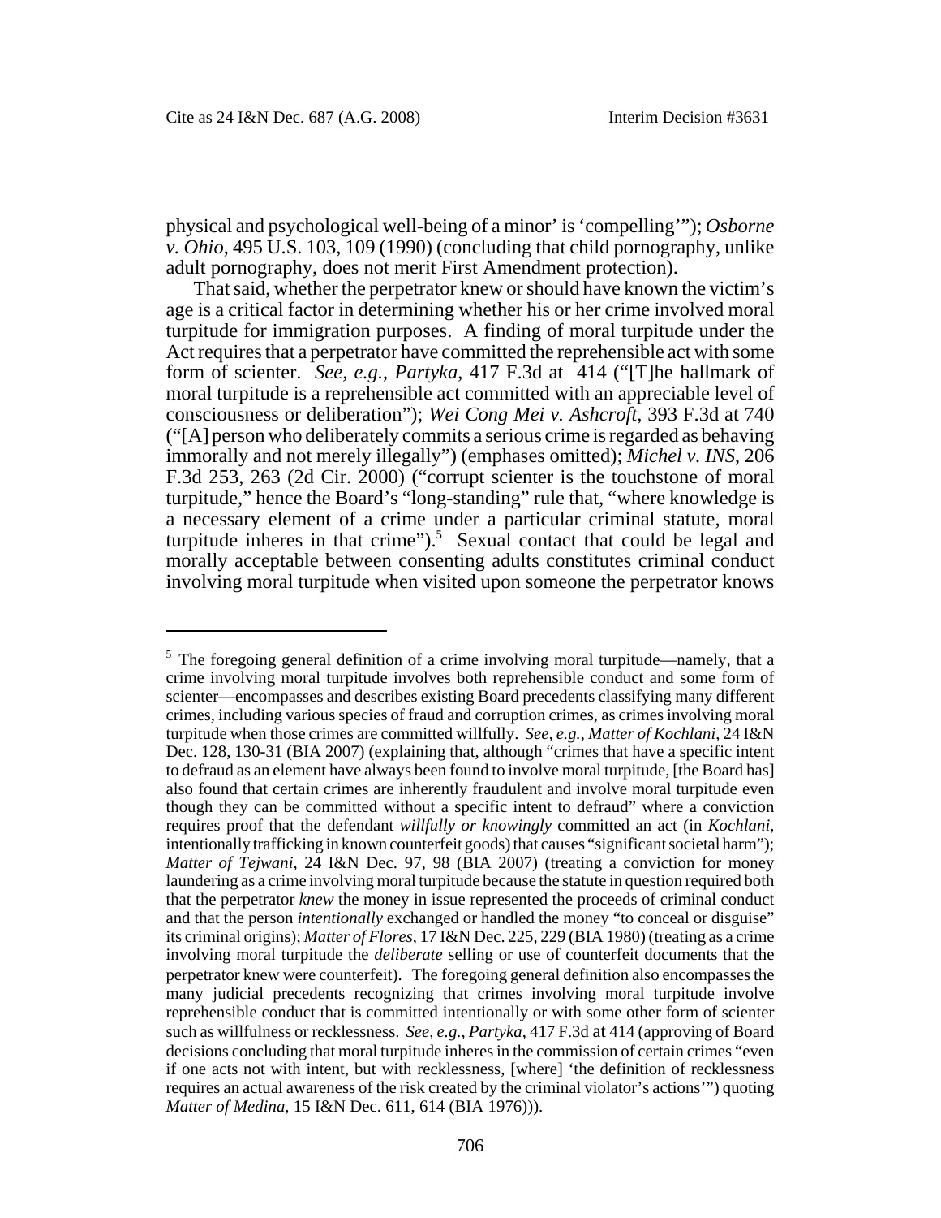physical and psychological well-being of a minor' is 'compelling'"); *Osborne v. Ohio*, 495 U.S. 103, 109 (1990) (concluding that child pornography, unlike adult pornography, does not merit First Amendment protection).

That said, whether the perpetrator knew or should have known the victim's age is a critical factor in determining whether his or her crime involved moral turpitude for immigration purposes. A finding of moral turpitude under the Act requires that a perpetrator have committed the reprehensible act with some form of scienter. *See, e.g.*, *Partyka*, 417 F.3d at 414 ("[T]he hallmark of moral turpitude is a reprehensible act committed with an appreciable level of consciousness or deliberation"); *Wei Cong Mei v. Ashcroft*, 393 F.3d at 740 ("[A] person who deliberately commits a serious crime is regarded as behaving immorally and not merely illegally") (emphases omitted); *Michel v. INS*, 206 F.3d 253, 263 (2d Cir. 2000) ("corrupt scienter is the touchstone of moral turpitude," hence the Board's "long-standing" rule that, "where knowledge is a necessary element of a crime under a particular criminal statute, moral turpitude inheres in that crime").[5] Sexual contact that could be legal and morally acceptable between consenting adults constitutes criminal conduct involving moral turpitude when visited upon someone the perpetrator knows

---

[5] The foregoing general definition of a crime involving moral turpitude—namely, that a crime involving moral turpitude involves both reprehensible conduct and some form of scienter—encompasses and describes existing Board precedents classifying many different crimes, including various species of fraud and corruption crimes, as crimes involving moral turpitude when those crimes are committed willfully. *See, e.g.*, *Matter of Kochlani*, 24 I&N Dec. 128, 130-31 (BIA 2007) (explaining that, although "crimes that have a specific intent to defraud as an element have always been found to involve moral turpitude, [the Board has] also found that certain crimes are inherently fraudulent and involve moral turpitude even though they can be committed without a specific intent to defraud" where a conviction requires proof that the defendant *willfully or knowingly* committed an act (in *Kochlani*, intentionally trafficking in known counterfeit goods) that causes "significant societal harm"); *Matter of Tejwani*, 24 I&N Dec. 97, 98 (BIA 2007) (treating a conviction for money laundering as a crime involving moral turpitude because the statute in question required both that the perpetrator *knew* the money in issue represented the proceeds of criminal conduct and that the person *intentionally* exchanged or handled the money "to conceal or disguise" its criminal origins); *Matter of Flores*, 17 I&N Dec. 225, 229 (BIA 1980) (treating as a crime involving moral turpitude the *deliberate* selling or use of counterfeit documents that the perpetrator knew were counterfeit). The foregoing general definition also encompasses the many judicial precedents recognizing that crimes involving moral turpitude involve reprehensible conduct that is committed intentionally or with some other form of scienter such as willfulness or recklessness. *See, e.g.*, *Partyka*, 417 F.3d at 414 (approving of Board decisions concluding that moral turpitude inheres in the commission of certain crimes "even if one acts not with intent, but with recklessness, [where] 'the definition of recklessness requires an actual awareness of the risk created by the criminal violator's actions'") quoting *Matter of Medina*, 15 I&N Dec. 611, 614 (BIA 1976))).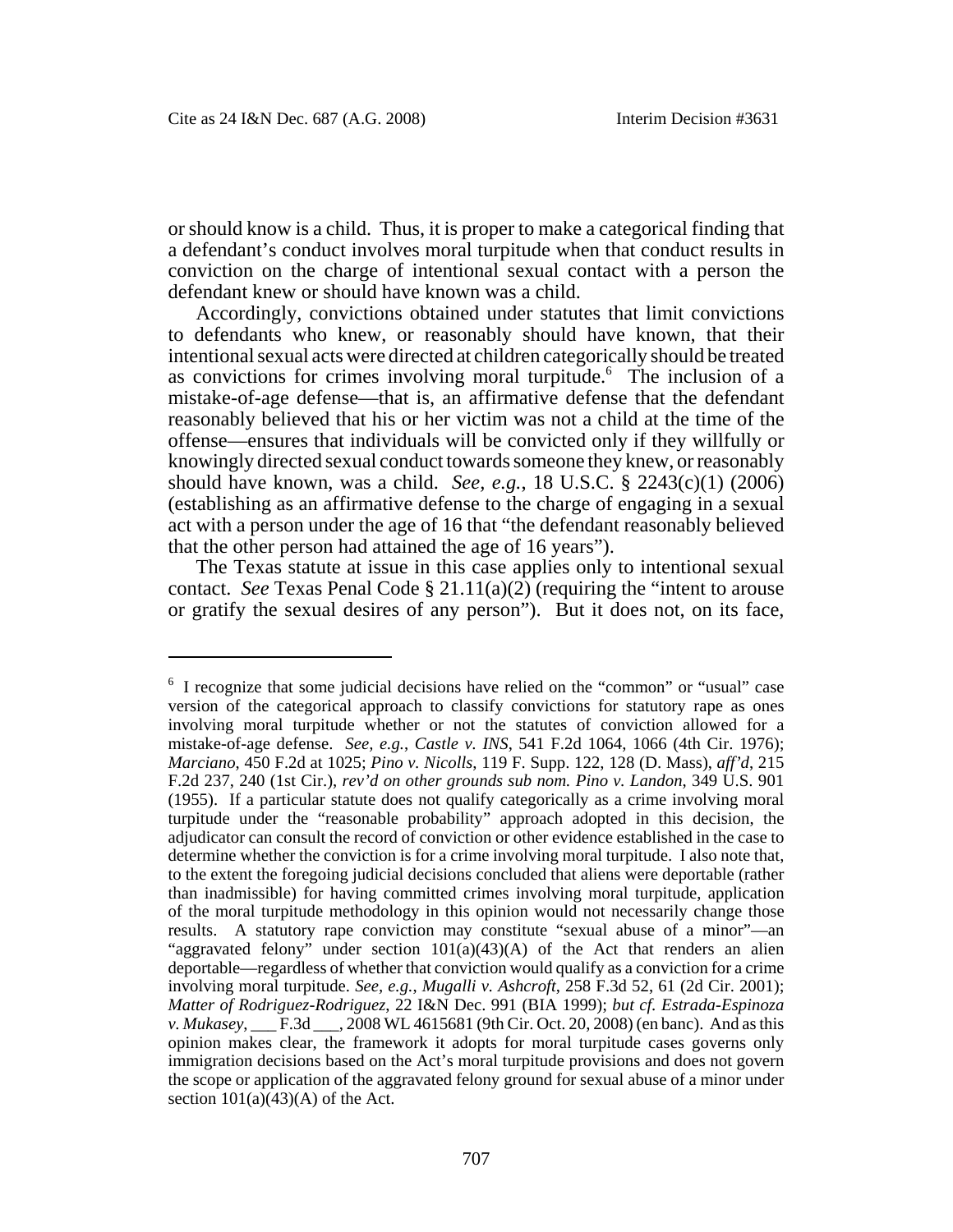or should know is a child. Thus, it is proper to make a categorical finding that a defendant's conduct involves moral turpitude when that conduct results in conviction on the charge of intentional sexual contact with a person the defendant knew or should have known was a child.

Accordingly, convictions obtained under statutes that limit convictions to defendants who knew, or reasonably should have known, that their intentional sexual acts were directed at children categorically should be treated as convictions for crimes involving moral turpitude.[6] The inclusion of a mistake-of-age defense—that is, an affirmative defense that the defendant reasonably believed that his or her victim was not a child at the time of the offense—ensures that individuals will be convicted only if they willfully or knowingly directed sexual conduct towards someone they knew, or reasonably should have known, was a child. *See, e.g.*, 18 U.S.C. § 2243(c)(1) (2006) (establishing as an affirmative defense to the charge of engaging in a sexual act with a person under the age of 16 that "the defendant reasonably believed that the other person had attained the age of 16 years").

The Texas statute at issue in this case applies only to intentional sexual contact. *See* Texas Penal Code § 21.11(a)(2) (requiring the "intent to arouse or gratify the sexual desires of any person"). But it does not, on its face,

---

[6] I recognize that some judicial decisions have relied on the "common" or "usual" case version of the categorical approach to classify convictions for statutory rape as ones involving moral turpitude whether or not the statutes of conviction allowed for a mistake-of-age defense. *See, e.g.*, *Castle v. INS*, 541 F.2d 1064, 1066 (4th Cir. 1976); *Marciano*, 450 F.2d at 1025; *Pino v. Nicolls*, 119 F. Supp. 122, 128 (D. Mass), *aff'd*, 215 F.2d 237, 240 (1st Cir.), *rev'd on other grounds sub nom. Pino v. Landon*, 349 U.S. 901 (1955). If a particular statute does not qualify categorically as a crime involving moral turpitude under the "reasonable probability" approach adopted in this decision, the adjudicator can consult the record of conviction or other evidence established in the case to determine whether the conviction is for a crime involving moral turpitude. I also note that, to the extent the foregoing judicial decisions concluded that aliens were deportable (rather than inadmissible) for having committed crimes involving moral turpitude, application of the moral turpitude methodology in this opinion would not necessarily change those results. A statutory rape conviction may constitute "sexual abuse of a minor"—an "aggravated felony" under section 101(a)(43)(A) of the Act that renders an alien deportable—regardless of whether that conviction would qualify as a conviction for a crime involving moral turpitude. *See, e.g.*, *Mugalli v. Ashcroft*, 258 F.3d 52, 61 (2d Cir. 2001); *Matter of Rodriguez-Rodriguez*, 22 I&N Dec. 991 (BIA 1999); *but cf. Estrada-Espinoza v. Mukasey*, ___ F.3d ___, 2008 WL 4615681 (9th Cir. Oct. 20, 2008) (en banc). And as this opinion makes clear, the framework it adopts for moral turpitude cases governs only immigration decisions based on the Act's moral turpitude provisions and does not govern the scope or application of the aggravated felony ground for sexual abuse of a minor under section 101(a)(43)(A) of the Act.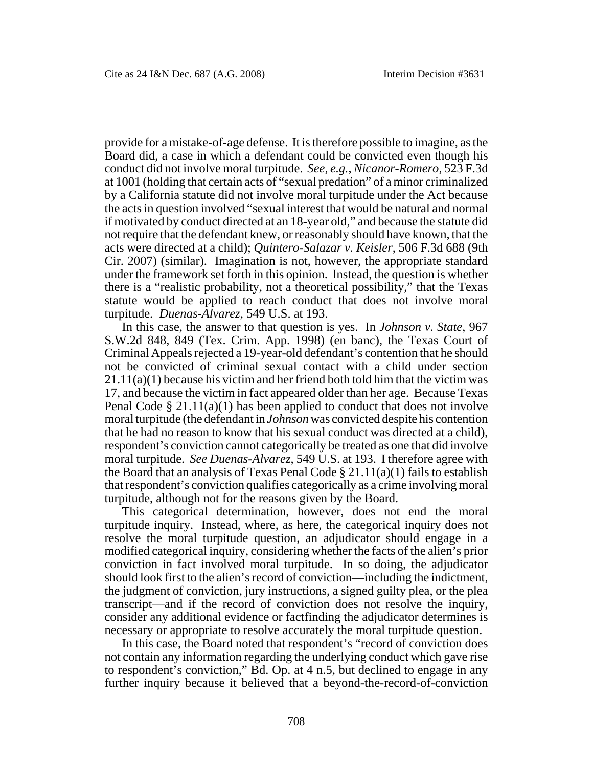provide for a mistake-of-age defense. It is therefore possible to imagine, as the Board did, a case in which a defendant could be convicted even though his conduct did not involve moral turpitude. *See, e.g.*, *Nicanor-Romero*, 523 F.3d at 1001 (holding that certain acts of "sexual predation" of a minor criminalized by a California statute did not involve moral turpitude under the Act because the acts in question involved "sexual interest that would be natural and normal if motivated by conduct directed at an 18-year old," and because the statute did not require that the defendant knew, or reasonably should have known, that the acts were directed at a child); *Quintero-Salazar v. Keisler*, 506 F.3d 688 (9th Cir. 2007) (similar). Imagination is not, however, the appropriate standard under the framework set forth in this opinion. Instead, the question is whether there is a "realistic probability, not a theoretical possibility," that the Texas statute would be applied to reach conduct that does not involve moral turpitude. *Duenas-Alvarez*, 549 U.S. at 193.

In this case, the answer to that question is yes. In *Johnson v. State*, 967 S.W.2d 848, 849 (Tex. Crim. App. 1998) (en banc), the Texas Court of Criminal Appeals rejected a 19-year-old defendant's contention that he should not be convicted of criminal sexual contact with a child under section 21.11(a)(1) because his victim and her friend both told him that the victim was 17, and because the victim in fact appeared older than her age. Because Texas Penal Code § 21.11(a)(1) has been applied to conduct that does not involve moral turpitude (the defendant in *Johnson* was convicted despite his contention that he had no reason to know that his sexual conduct was directed at a child), respondent's conviction cannot categorically be treated as one that did involve moral turpitude. *See Duenas-Alvarez*, 549 U.S. at 193. I therefore agree with the Board that an analysis of Texas Penal Code § 21.11(a)(1) fails to establish that respondent's conviction qualifies categorically as a crime involving moral turpitude, although not for the reasons given by the Board.

This categorical determination, however, does not end the moral turpitude inquiry. Instead, where, as here, the categorical inquiry does not resolve the moral turpitude question, an adjudicator should engage in a modified categorical inquiry, considering whether the facts of the alien's prior conviction in fact involved moral turpitude. In so doing, the adjudicator should look first to the alien's record of conviction—including the indictment, the judgment of conviction, jury instructions, a signed guilty plea, or the plea transcript—and if the record of conviction does not resolve the inquiry, consider any additional evidence or factfinding the adjudicator determines is necessary or appropriate to resolve accurately the moral turpitude question.

In this case, the Board noted that respondent's "record of conviction does not contain any information regarding the underlying conduct which gave rise to respondent's conviction," Bd. Op. at 4 n.5, but declined to engage in any further inquiry because it believed that a beyond-the-record-of-conviction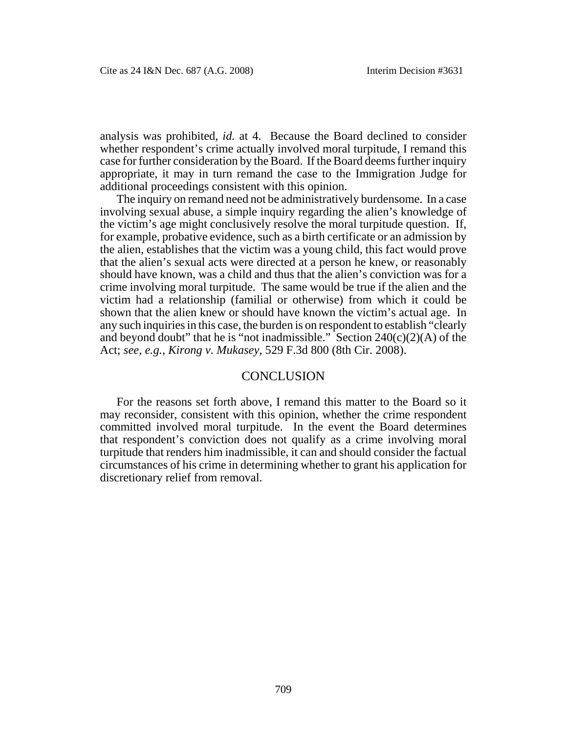analysis was prohibited, *id.* at 4. Because the Board declined to consider whether respondent's crime actually involved moral turpitude, I remand this case for further consideration by the Board. If the Board deems further inquiry appropriate, it may in turn remand the case to the Immigration Judge for additional proceedings consistent with this opinion.

The inquiry on remand need not be administratively burdensome. In a case involving sexual abuse, a simple inquiry regarding the alien's knowledge of the victim's age might conclusively resolve the moral turpitude question. If, for example, probative evidence, such as a birth certificate or an admission by the alien, establishes that the victim was a young child, this fact would prove that the alien's sexual acts were directed at a person he knew, or reasonably should have known, was a child and thus that the alien's conviction was for a crime involving moral turpitude. The same would be true if the alien and the victim had a relationship (familial or otherwise) from which it could be shown that the alien knew or should have known the victim's actual age. In any such inquiries in this case, the burden is on respondent to establish "clearly and beyond doubt" that he is "not inadmissible." Section 240(c)(2)(A) of the Act; *see, e.g.*, *Kirong v. Mukasey*, 529 F.3d 800 (8th Cir. 2008).

## CONCLUSION

For the reasons set forth above, I remand this matter to the Board so it may reconsider, consistent with this opinion, whether the crime respondent committed involved moral turpitude. In the event the Board determines that respondent's conviction does not qualify as a crime involving moral turpitude that renders him inadmissible, it can and should consider the factual circumstances of his crime in determining whether to grant his application for discretionary relief from removal.